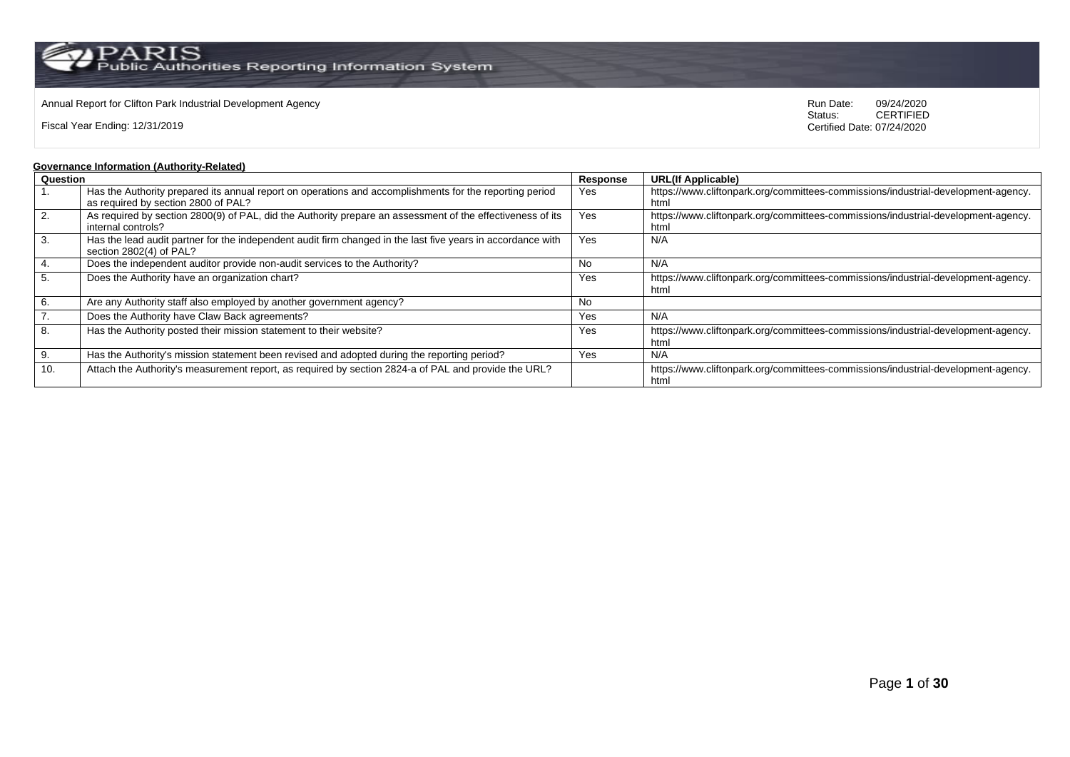Annual Report for Clifton Park Industrial Development Agency

Fiscal Year Ending: 12/31/2019

Run Date: 09/24/2020
Status: CERTIFIED
Certified Date: 07/24/2020

**Governance Information (Authority-Related)**

| Question | | Response | URL(If Applicable) |
|---|---|---|---|
| 1. | Has the Authority prepared its annual report on operations and accomplishments for the reporting period as required by section 2800 of PAL? | Yes | https://www.cliftonpark.org/committees-commissions/industrial-development-agency.html |
| 2. | As required by section 2800(9) of PAL, did the Authority prepare an assessment of the effectiveness of its internal controls? | Yes | https://www.cliftonpark.org/committees-commissions/industrial-development-agency.html |
| 3. | Has the lead audit partner for the independent audit firm changed in the last five years in accordance with section 2802(4) of PAL? | Yes | N/A |
| 4. | Does the independent auditor provide non-audit services to the Authority? | No | N/A |
| 5. | Does the Authority have an organization chart? | Yes | https://www.cliftonpark.org/committees-commissions/industrial-development-agency.html |
| 6. | Are any Authority staff also employed by another government agency? | No | |
| 7. | Does the Authority have Claw Back agreements? | Yes | N/A |
| 8. | Has the Authority posted their mission statement to their website? | Yes | https://www.cliftonpark.org/committees-commissions/industrial-development-agency.html |
| 9. | Has the Authority's mission statement been revised and adopted during the reporting period? | Yes | N/A |
| 10. | Attach the Authority's measurement report, as required by section 2824-a of PAL and provide the URL? | | https://www.cliftonpark.org/committees-commissions/industrial-development-agency.html |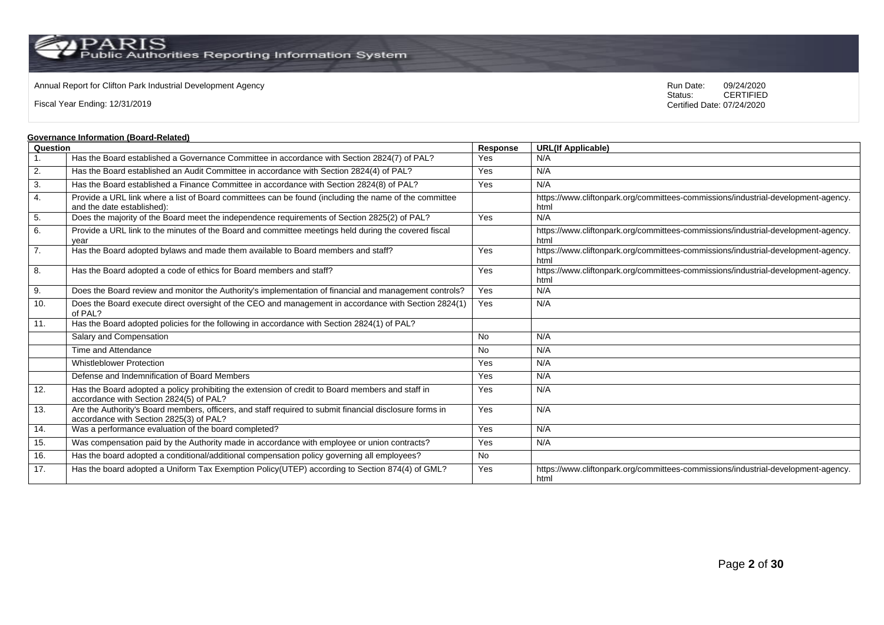PARIS Public Authorities Reporting Information System

Annual Report for Clifton Park Industrial Development Agency

Fiscal Year Ending: 12/31/2019

Run Date: 09/24/2020
Status: CERTIFIED
Certified Date: 07/24/2020

**Governance Information (Board-Related)**

| Question | | Response | URL(If Applicable) |
|---|---|---|---|
| 1. | Has the Board established a Governance Committee in accordance with Section 2824(7) of PAL? | Yes | N/A |
| 2. | Has the Board established an Audit Committee in accordance with Section 2824(4) of PAL? | Yes | N/A |
| 3. | Has the Board established a Finance Committee in accordance with Section 2824(8) of PAL? | Yes | N/A |
| 4. | Provide a URL link where a list of Board committees can be found (including the name of the committee and the date established): | | https://www.cliftonpark.org/committees-commissions/industrial-development-agency.html |
| 5. | Does the majority of the Board meet the independence requirements of Section 2825(2) of PAL? | Yes | N/A |
| 6. | Provide a URL link to the minutes of the Board and committee meetings held during the covered fiscal year | | https://www.cliftonpark.org/committees-commissions/industrial-development-agency.html |
| 7. | Has the Board adopted bylaws and made them available to Board members and staff? | Yes | https://www.cliftonpark.org/committees-commissions/industrial-development-agency.html |
| 8. | Has the Board adopted a code of ethics for Board members and staff? | Yes | https://www.cliftonpark.org/committees-commissions/industrial-development-agency.html |
| 9. | Does the Board review and monitor the Authority's implementation of financial and management controls? | Yes | N/A |
| 10. | Does the Board execute direct oversight of the CEO and management in accordance with Section 2824(1) of PAL? | Yes | N/A |
| 11. | Has the Board adopted policies for the following in accordance with Section 2824(1) of PAL? | | |
| | Salary and Compensation | No | N/A |
| | Time and Attendance | No | N/A |
| | Whistleblower Protection | Yes | N/A |
| | Defense and Indemnification of Board Members | Yes | N/A |
| 12. | Has the Board adopted a policy prohibiting the extension of credit to Board members and staff in accordance with Section 2824(5) of PAL? | Yes | N/A |
| 13. | Are the Authority's Board members, officers, and staff required to submit financial disclosure forms in accordance with Section 2825(3) of PAL? | Yes | N/A |
| 14. | Was a performance evaluation of the board completed? | Yes | N/A |
| 15. | Was compensation paid by the Authority made in accordance with employee or union contracts? | Yes | N/A |
| 16. | Has the board adopted a conditional/additional compensation policy governing all employees? | No | |
| 17. | Has the board adopted a Uniform Tax Exemption Policy(UTEP) according to Section 874(4) of GML? | Yes | https://www.cliftonpark.org/committees-commissions/industrial-development-agency.html |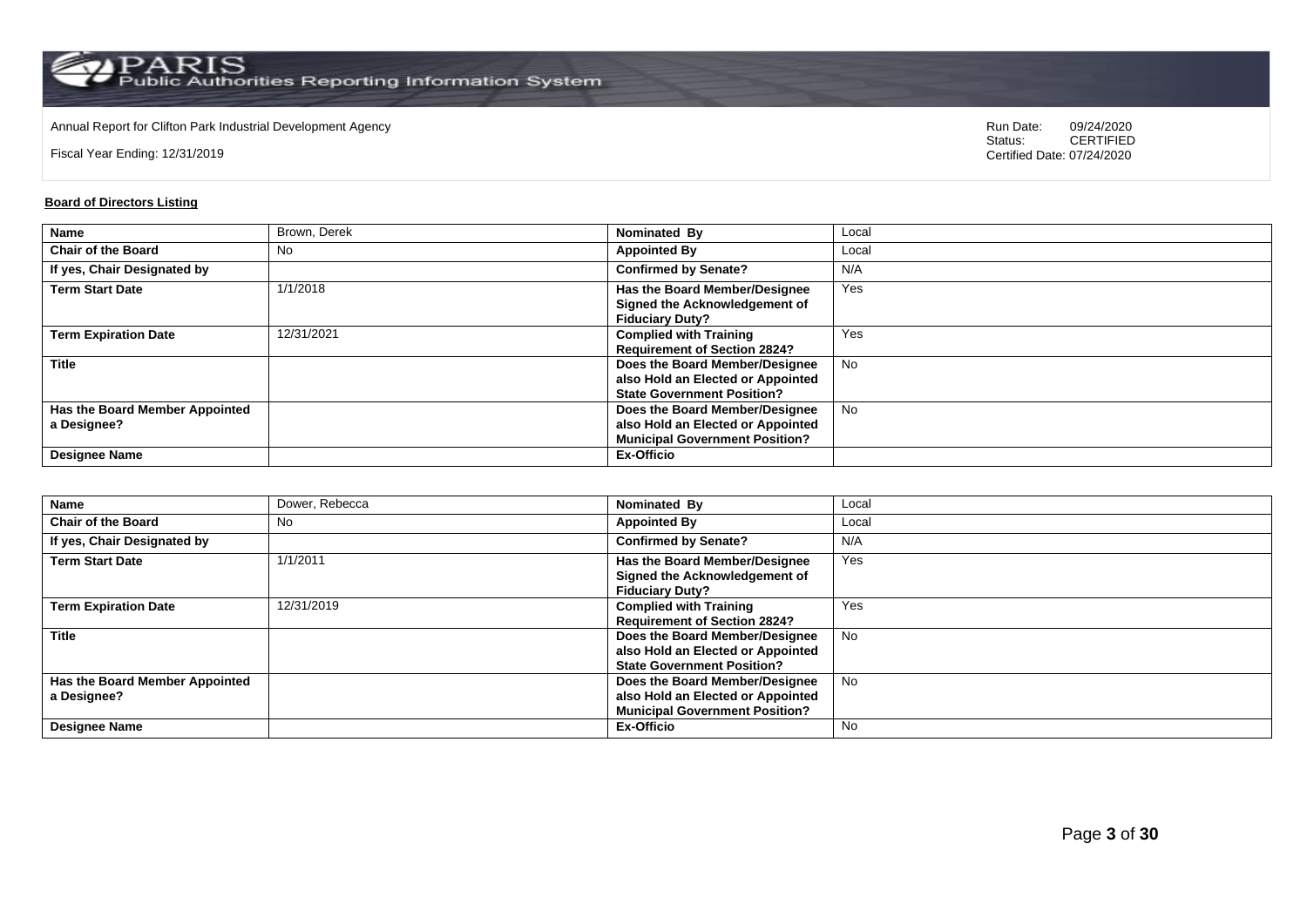Annual Report for Clifton Park Industrial Development Agency

Fiscal Year Ending: 12/31/2019

Run Date: 09/24/2020
Status: CERTIFIED
Certified Date: 07/24/2020

**Board of Directors Listing**

| **Name** | Brown, Derek | **Nominated By** | Local |
|---|---|---|---|
| **Chair of the Board** | No | **Appointed By** | Local |
| **If yes, Chair Designated by** | | **Confirmed by Senate?** | N/A |
| **Term Start Date** | 1/1/2018 | **Has the Board Member/Designee Signed the Acknowledgement of Fiduciary Duty?** | Yes |
| **Term Expiration Date** | 12/31/2021 | **Complied with Training Requirement of Section 2824?** | Yes |
| **Title** | | **Does the Board Member/Designee also Hold an Elected or Appointed State Government Position?** | No |
| **Has the Board Member Appointed a Designee?** | | **Does the Board Member/Designee also Hold an Elected or Appointed Municipal Government Position?** | No |
| **Designee Name** | | **Ex-Officio** | |

| **Name** | Dower, Rebecca | **Nominated By** | Local |
|---|---|---|---|
| **Chair of the Board** | No | **Appointed By** | Local |
| **If yes, Chair Designated by** | | **Confirmed by Senate?** | N/A |
| **Term Start Date** | 1/1/2011 | **Has the Board Member/Designee Signed the Acknowledgement of Fiduciary Duty?** | Yes |
| **Term Expiration Date** | 12/31/2019 | **Complied with Training Requirement of Section 2824?** | Yes |
| **Title** | | **Does the Board Member/Designee also Hold an Elected or Appointed State Government Position?** | No |
| **Has the Board Member Appointed a Designee?** | | **Does the Board Member/Designee also Hold an Elected or Appointed Municipal Government Position?** | No |
| **Designee Name** | | **Ex-Officio** | No |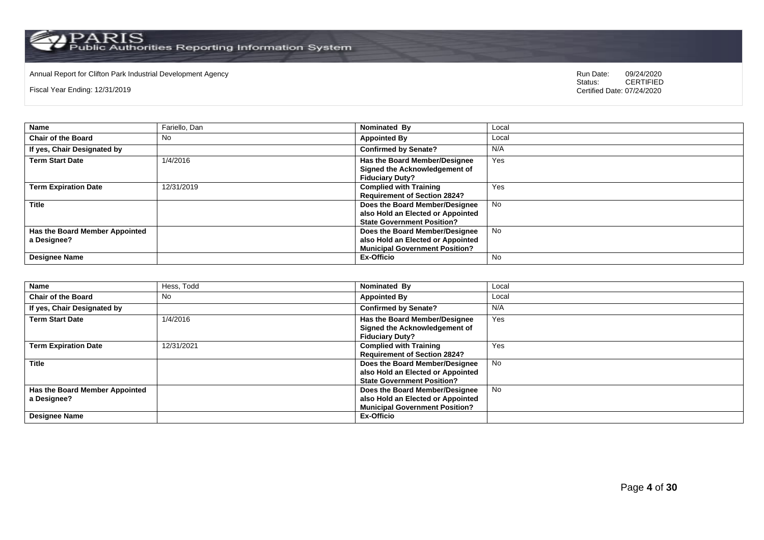Annual Report for Clifton Park Industrial Development Agency

Fiscal Year Ending: 12/31/2019

Run Date: 09/24/2020
Status: CERTIFIED
Certified Date: 07/24/2020

| **Name** | Fariello, Dan | **Nominated By** | Local |
|---|---|---|---|
| **Chair of the Board** | No | **Appointed By** | Local |
| **If yes, Chair Designated by** | | **Confirmed by Senate?** | N/A |
| **Term Start Date** | 1/4/2016 | **Has the Board Member/Designee Signed the Acknowledgement of Fiduciary Duty?** | Yes |
| **Term Expiration Date** | 12/31/2019 | **Complied with Training Requirement of Section 2824?** | Yes |
| **Title** | | **Does the Board Member/Designee also Hold an Elected or Appointed State Government Position?** | No |
| **Has the Board Member Appointed a Designee?** | | **Does the Board Member/Designee also Hold an Elected or Appointed Municipal Government Position?** | No |
| **Designee Name** | | **Ex-Officio** | No |

| **Name** | Hess, Todd | **Nominated By** | Local |
|---|---|---|---|
| **Chair of the Board** | No | **Appointed By** | Local |
| **If yes, Chair Designated by** | | **Confirmed by Senate?** | N/A |
| **Term Start Date** | 1/4/2016 | **Has the Board Member/Designee Signed the Acknowledgement of Fiduciary Duty?** | Yes |
| **Term Expiration Date** | 12/31/2021 | **Complied with Training Requirement of Section 2824?** | Yes |
| **Title** | | **Does the Board Member/Designee also Hold an Elected or Appointed State Government Position?** | No |
| **Has the Board Member Appointed a Designee?** | | **Does the Board Member/Designee also Hold an Elected or Appointed Municipal Government Position?** | No |
| **Designee Name** | | **Ex-Officio** | |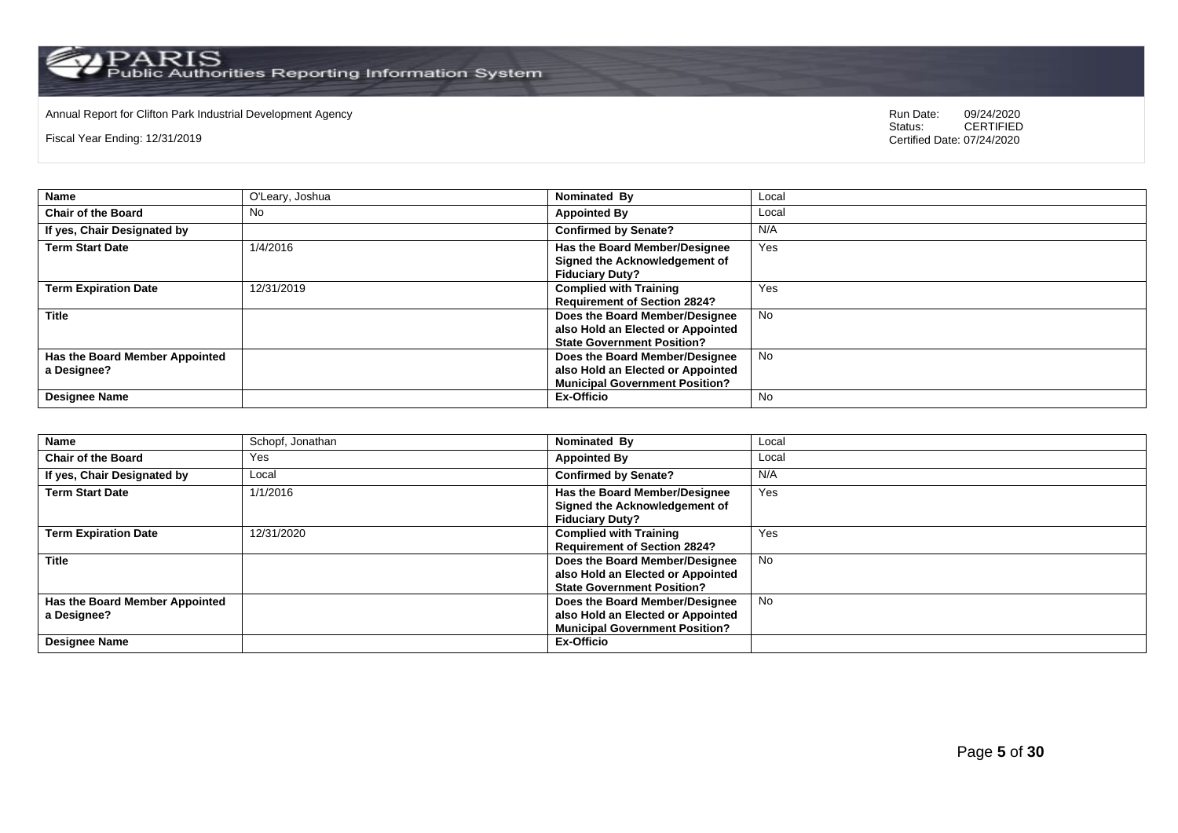Annual Report for Clifton Park Industrial Development Agency

Fiscal Year Ending: 12/31/2019

Run Date: 09/24/2020
Status: CERTIFIED
Certified Date: 07/24/2020

| **Name** | O'Leary, Joshua | **Nominated By** | Local |
|---|---|---|---|
| **Chair of the Board** | No | **Appointed By** | Local |
| **If yes, Chair Designated by** | | **Confirmed by Senate?** | N/A |
| **Term Start Date** | 1/4/2016 | **Has the Board Member/Designee Signed the Acknowledgement of Fiduciary Duty?** | Yes |
| **Term Expiration Date** | 12/31/2019 | **Complied with Training Requirement of Section 2824?** | Yes |
| **Title** | | **Does the Board Member/Designee also Hold an Elected or Appointed State Government Position?** | No |
| **Has the Board Member Appointed a Designee?** | | **Does the Board Member/Designee also Hold an Elected or Appointed Municipal Government Position?** | No |
| **Designee Name** | | **Ex-Officio** | No |

| **Name** | Schopf, Jonathan | **Nominated By** | Local |
|---|---|---|---|
| **Chair of the Board** | Yes | **Appointed By** | Local |
| **If yes, Chair Designated by** | Local | **Confirmed by Senate?** | N/A |
| **Term Start Date** | 1/1/2016 | **Has the Board Member/Designee Signed the Acknowledgement of Fiduciary Duty?** | Yes |
| **Term Expiration Date** | 12/31/2020 | **Complied with Training Requirement of Section 2824?** | Yes |
| **Title** | | **Does the Board Member/Designee also Hold an Elected or Appointed State Government Position?** | No |
| **Has the Board Member Appointed a Designee?** | | **Does the Board Member/Designee also Hold an Elected or Appointed Municipal Government Position?** | No |
| **Designee Name** | | **Ex-Officio** | |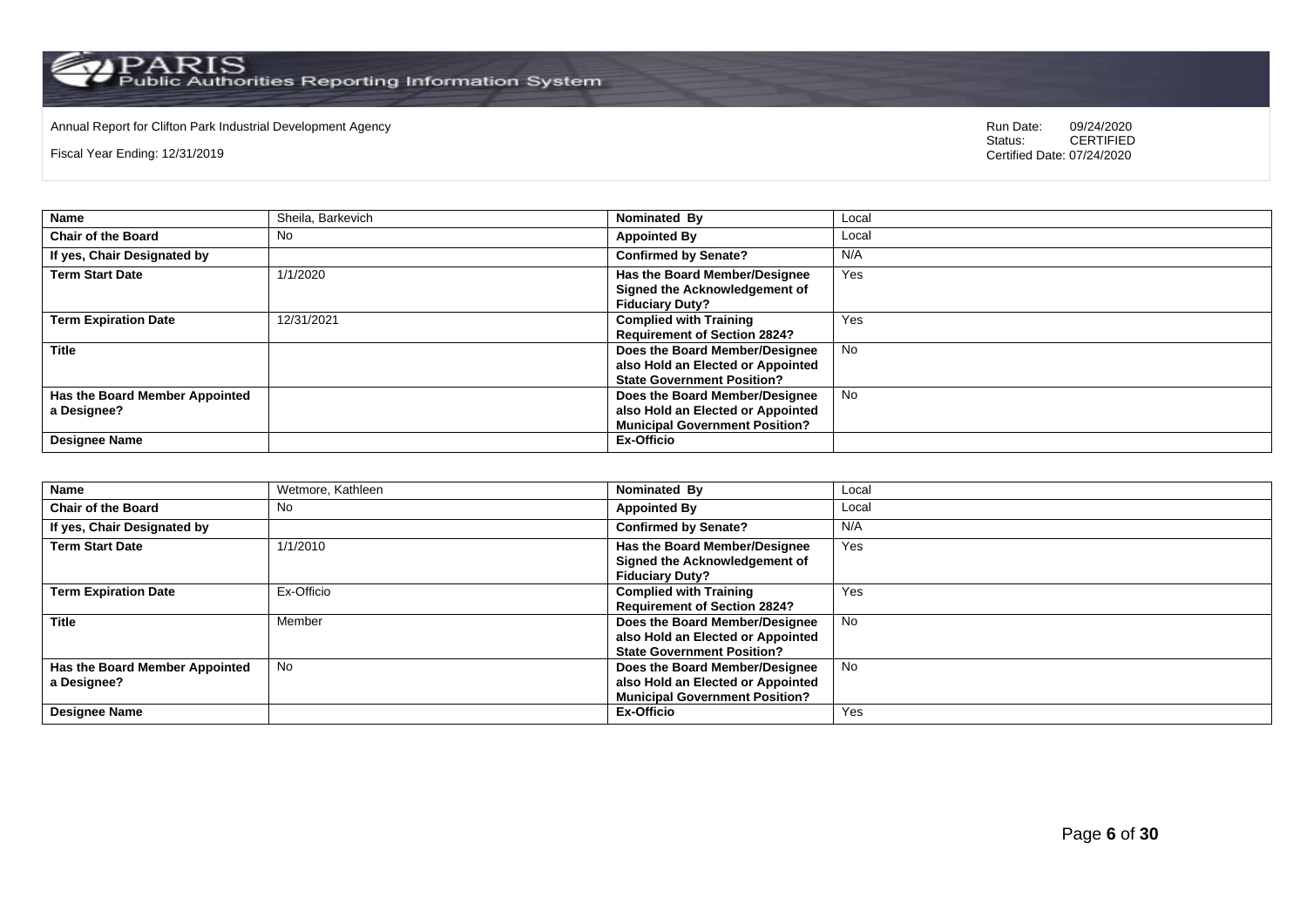Annual Report for Clifton Park Industrial Development Agency

Fiscal Year Ending: 12/31/2019

Run Date: 09/24/2020
Status: CERTIFIED
Certified Date: 07/24/2020

| Name | Sheila, Barkevich | Nominated By | Local |
|---|---|---|---|
| Chair of the Board | No | Appointed By | Local |
| If yes, Chair Designated by | | Confirmed by Senate? | N/A |
| Term Start Date | 1/1/2020 | Has the Board Member/Designee Signed the Acknowledgement of Fiduciary Duty? | Yes |
| Term Expiration Date | 12/31/2021 | Complied with Training Requirement of Section 2824? | Yes |
| Title | | Does the Board Member/Designee also Hold an Elected or Appointed State Government Position? | No |
| Has the Board Member Appointed a Designee? | | Does the Board Member/Designee also Hold an Elected or Appointed Municipal Government Position? | No |
| Designee Name | | Ex-Officio | |

| Name | Wetmore, Kathleen | Nominated By | Local |
|---|---|---|---|
| Chair of the Board | No | Appointed By | Local |
| If yes, Chair Designated by | | Confirmed by Senate? | N/A |
| Term Start Date | 1/1/2010 | Has the Board Member/Designee Signed the Acknowledgement of Fiduciary Duty? | Yes |
| Term Expiration Date | Ex-Officio | Complied with Training Requirement of Section 2824? | Yes |
| Title | Member | Does the Board Member/Designee also Hold an Elected or Appointed State Government Position? | No |
| Has the Board Member Appointed a Designee? | No | Does the Board Member/Designee also Hold an Elected or Appointed Municipal Government Position? | No |
| Designee Name | | Ex-Officio | Yes |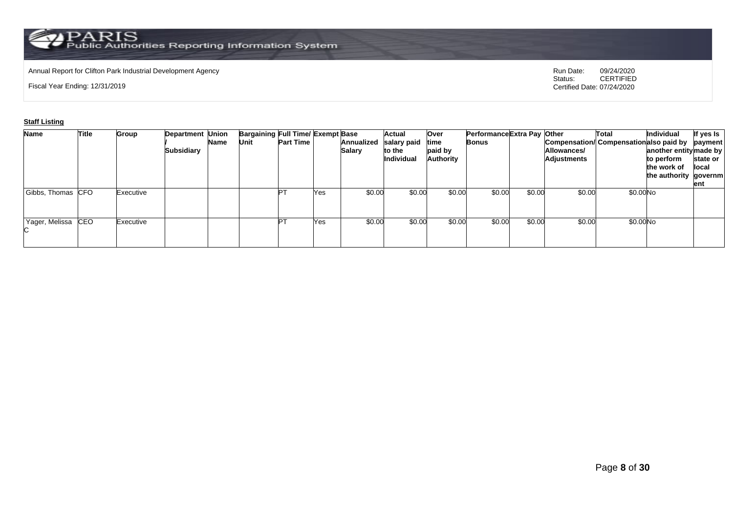Annual Report for Clifton Park Industrial Development Agency

Fiscal Year Ending: 12/31/2019

Run Date: 09/24/2020
Status: CERTIFIED
Certified Date: 07/24/2020

**Staff Listing**

| Name | Title | Group | Department / Subsidiary | Union Name | Bargaining Unit | Full Time/ Part Time | Exempt | Base Annualized Salary | Actual salary paid to the Individual | Over time paid by Authority | Performance Bonus | Extra Pay | Other Compensation/ Allowances/ Adjustments | Total Compensation | Individual also paid by another entity to perform the work of the authority | If yes Is payment made by state or local government |
|---|---|---|---|---|---|---|---|---|---|---|---|---|---|---|---|---|
| Gibbs, Thomas | CFO | Executive | | | | PT | Yes | $0.00 | $0.00 | $0.00 | $0.00 | $0.00 | $0.00 | $0.00 | No | |
| Yager, Melissa C | CEO | Executive | | | | PT | Yes | $0.00 | $0.00 | $0.00 | $0.00 | $0.00 | $0.00 | $0.00 | No | |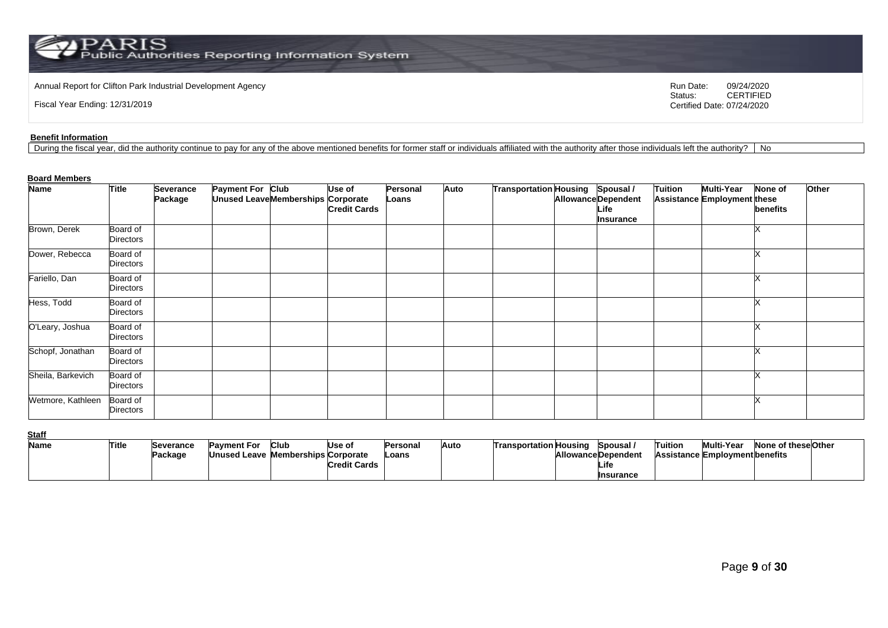Annual Report for Clifton Park Industrial Development Agency

Fiscal Year Ending: 12/31/2019

Run Date: 09/24/2020
Status: CERTIFIED
Certified Date: 07/24/2020

**Benefit Information**

| During the fiscal year, did the authority continue to pay for any of the above mentioned benefits for former staff or individuals affiliated with the authority after those individuals left the authority? | No |
|---|---|

**Board Members**

| Name | Title | Severance Package | Payment For Unused Leave | Club Memberships | Use of Corporate Credit Cards | Personal Loans | Auto | Transportation | Housing Allowance | Spousal / Dependent Life Insurance | Tuition Assistance | Multi-Year Employment | None of these benefits | Other |
|---|---|---|---|---|---|---|---|---|---|---|---|---|---|---|
| Brown, Derek | Board of Directors | | | | | | | | | | | | X | |
| Dower, Rebecca | Board of Directors | | | | | | | | | | | | X | |
| Fariello, Dan | Board of Directors | | | | | | | | | | | | X | |
| Hess, Todd | Board of Directors | | | | | | | | | | | | X | |
| O'Leary, Joshua | Board of Directors | | | | | | | | | | | | X | |
| Schopf, Jonathan | Board of Directors | | | | | | | | | | | | X | |
| Sheila, Barkevich | Board of Directors | | | | | | | | | | | | X | |
| Wetmore, Kathleen | Board of Directors | | | | | | | | | | | | X | |

**Staff**

| Name | Title | Severance Package | Payment For Unused Leave | Club Memberships | Use of Corporate Credit Cards | Personal Loans | Auto | Transportation | Housing Allowance | Spousal / Dependent Life Insurance | Tuition Assistance | Multi-Year Employment | None of these benefits | Other |
|---|---|---|---|---|---|---|---|---|---|---|---|---|---|---|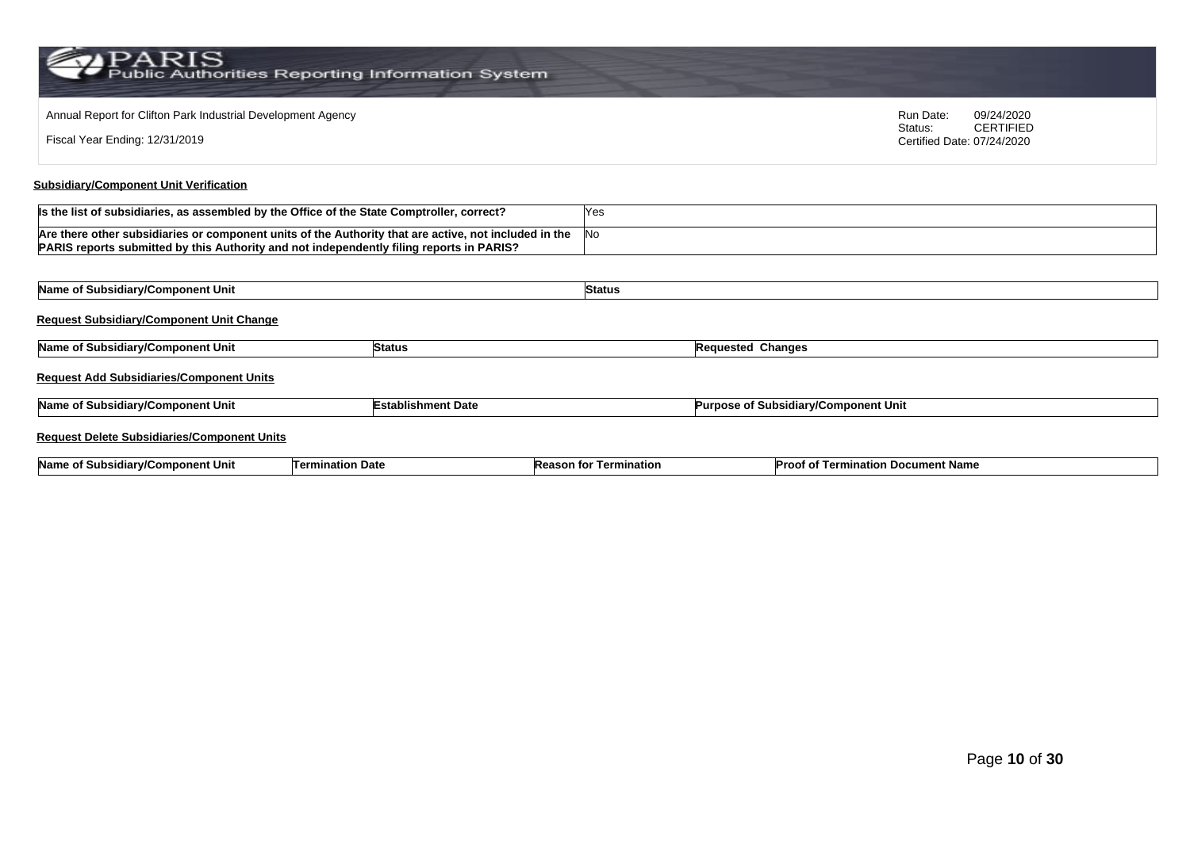Annual Report for Clifton Park Industrial Development Agency

Fiscal Year Ending: 12/31/2019

Run Date: 09/24/2020
Status: CERTIFIED
Certified Date: 07/24/2020

**Subsidiary/Component Unit Verification**

| | |
|---|---|
| **Is the list of subsidiaries, as assembled by the Office of the State Comptroller, correct?** | Yes |
| **Are there other subsidiaries or component units of the Authority that are active, not included in the PARIS reports submitted by this Authority and not independently filing reports in PARIS?** | No |

| Name of Subsidiary/Component Unit | Status |
|---|---|

**Request Subsidiary/Component Unit Change**

| Name of Subsidiary/Component Unit | Status | Requested Changes |
|---|---|---|

**Request Add Subsidiaries/Component Units**

| Name of Subsidiary/Component Unit | Establishment Date | Purpose of Subsidiary/Component Unit |
|---|---|---|

**Request Delete Subsidiaries/Component Units**

| Name of Subsidiary/Component Unit | Termination Date | Reason for Termination | Proof of Termination Document Name |
|---|---|---|---|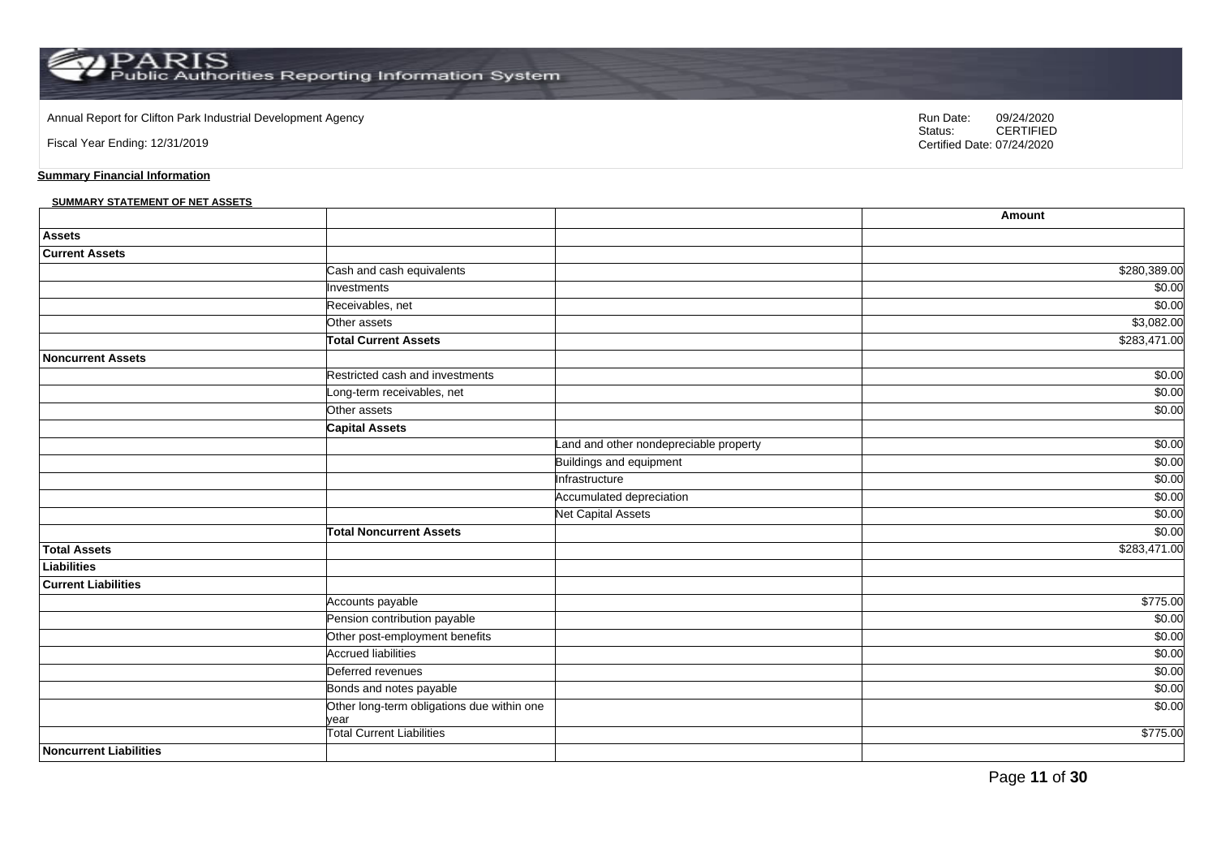Annual Report for Clifton Park Industrial Development Agency

Fiscal Year Ending: 12/31/2019

Run Date: 09/24/2020
Status: CERTIFIED
Certified Date: 07/24/2020

**Summary Financial Information**

**SUMMARY STATEMENT OF NET ASSETS**

| | | | Amount |
|---|---|---|---|
| **Assets** | | | |
| **Current Assets** | | | |
| | Cash and cash equivalents | | $280,389.00 |
| | Investments | | $0.00 |
| | Receivables, net | | $0.00 |
| | Other assets | | $3,082.00 |
| | **Total Current Assets** | | $283,471.00 |
| **Noncurrent Assets** | | | |
| | Restricted cash and investments | | $0.00 |
| | Long-term receivables, net | | $0.00 |
| | Other assets | | $0.00 |
| | **Capital Assets** | | |
| | | Land and other nondepreciable property | $0.00 |
| | | Buildings and equipment | $0.00 |
| | | Infrastructure | $0.00 |
| | | Accumulated depreciation | $0.00 |
| | | Net Capital Assets | $0.00 |
| | **Total Noncurrent Assets** | | $0.00 |
| **Total Assets** | | | $283,471.00 |
| **Liabilities** | | | |
| **Current Liabilities** | | | |
| | Accounts payable | | $775.00 |
| | Pension contribution payable | | $0.00 |
| | Other post-employment benefits | | $0.00 |
| | Accrued liabilities | | $0.00 |
| | Deferred revenues | | $0.00 |
| | Bonds and notes payable | | $0.00 |
| | Other long-term obligations due within one year | | $0.00 |
| | Total Current Liabilities | | $775.00 |
| **Noncurrent Liabilities** | | | |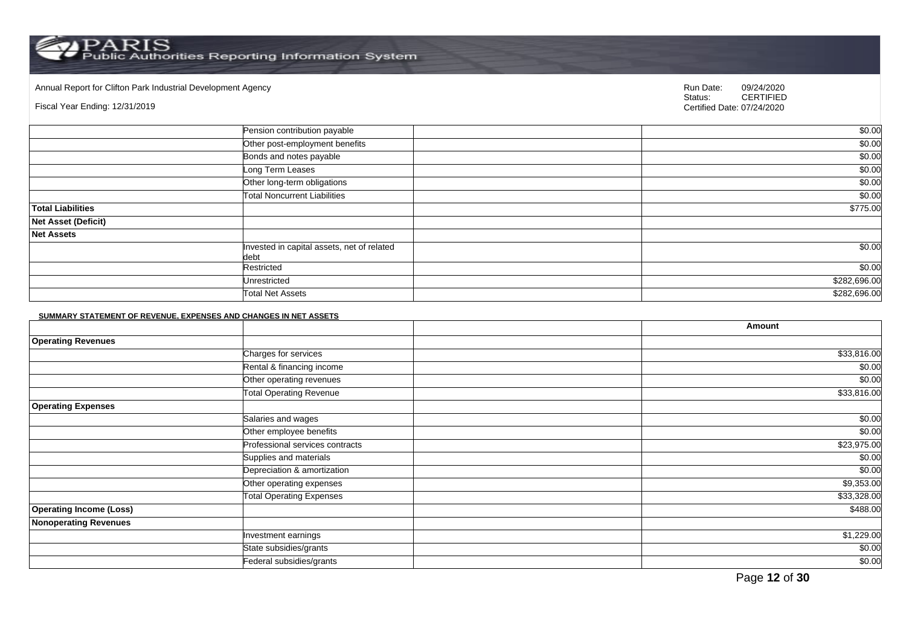Annual Report for Clifton Park Industrial Development Agency

Fiscal Year Ending: 12/31/2019

Run Date: 09/24/2020
Status: CERTIFIED
Certified Date: 07/24/2020

| | | | |
|---|---|---|---|
| | Pension contribution payable | | $0.00 |
| | Other post-employment benefits | | $0.00 |
| | Bonds and notes payable | | $0.00 |
| | Long Term Leases | | $0.00 |
| | Other long-term obligations | | $0.00 |
| | Total Noncurrent Liabilities | | $0.00 |
| **Total Liabilities** | | | $775.00 |
| **Net Asset (Deficit)** | | | |
| **Net Assets** | | | |
| | Invested in capital assets, net of related debt | | $0.00 |
| | Restricted | | $0.00 |
| | Unrestricted | | $282,696.00 |
| | Total Net Assets | | $282,696.00 |

**SUMMARY STATEMENT OF REVENUE, EXPENSES AND CHANGES IN NET ASSETS**

| | | | Amount |
|---|---|---|---|
| **Operating Revenues** | | | |
| | Charges for services | | $33,816.00 |
| | Rental & financing income | | $0.00 |
| | Other operating revenues | | $0.00 |
| | Total Operating Revenue | | $33,816.00 |
| **Operating Expenses** | | | |
| | Salaries and wages | | $0.00 |
| | Other employee benefits | | $0.00 |
| | Professional services contracts | | $23,975.00 |
| | Supplies and materials | | $0.00 |
| | Depreciation & amortization | | $0.00 |
| | Other operating expenses | | $9,353.00 |
| | Total Operating Expenses | | $33,328.00 |
| **Operating Income (Loss)** | | | $488.00 |
| **Nonoperating Revenues** | | | |
| | Investment earnings | | $1,229.00 |
| | State subsidies/grants | | $0.00 |
| | Federal subsidies/grants | | $0.00 |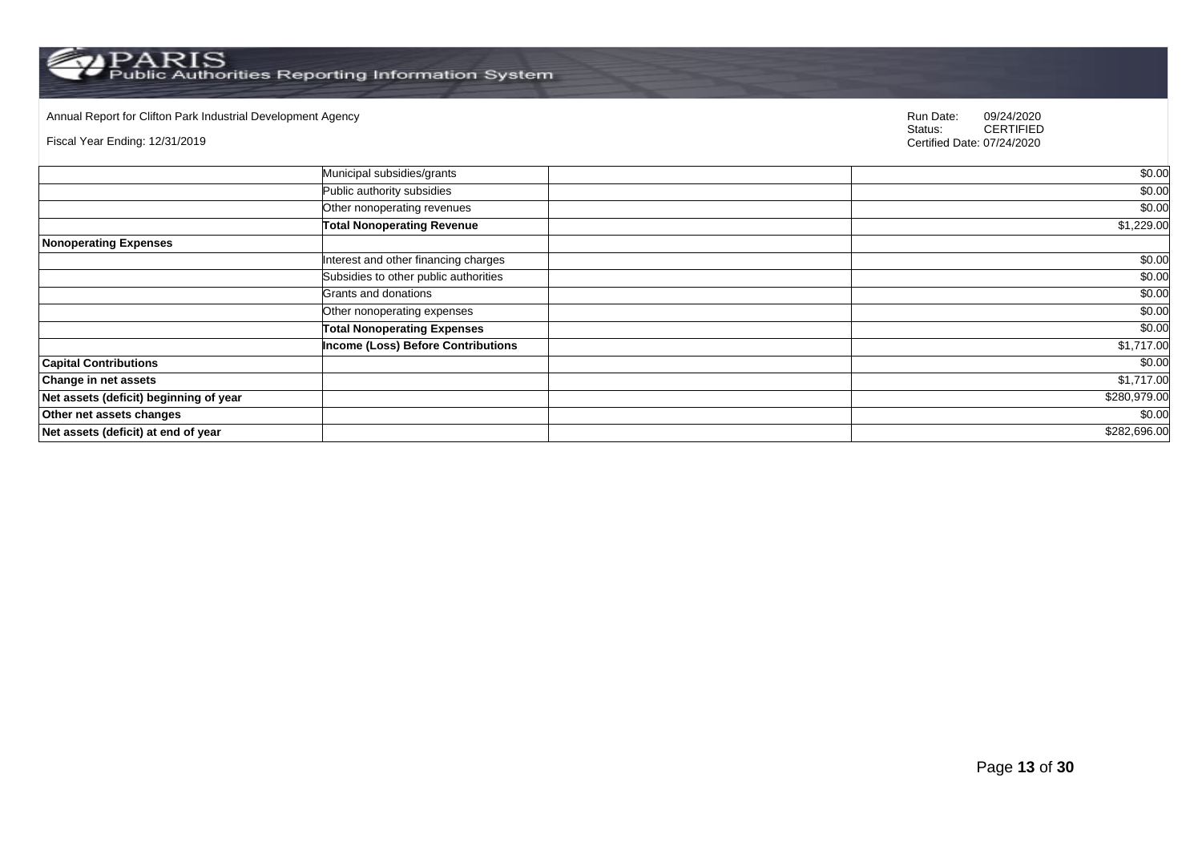Annual Report for Clifton Park Industrial Development Agency

Fiscal Year Ending: 12/31/2019

Run Date: 09/24/2020
Status: CERTIFIED
Certified Date: 07/24/2020

| | | | |
|---|---|---|---|
| | Municipal subsidies/grants | | $0.00 |
| | Public authority subsidies | | $0.00 |
| | Other nonoperating revenues | | $0.00 |
| | **Total Nonoperating Revenue** | | $1,229.00 |
| **Nonoperating Expenses** | | | |
| | Interest and other financing charges | | $0.00 |
| | Subsidies to other public authorities | | $0.00 |
| | Grants and donations | | $0.00 |
| | Other nonoperating expenses | | $0.00 |
| | **Total Nonoperating Expenses** | | $0.00 |
| | **Income (Loss) Before Contributions** | | $1,717.00 |
| **Capital Contributions** | | | $0.00 |
| **Change in net assets** | | | $1,717.00 |
| **Net assets (deficit) beginning of year** | | | $280,979.00 |
| **Other net assets changes** | | | $0.00 |
| **Net assets (deficit) at end of year** | | | $282,696.00 |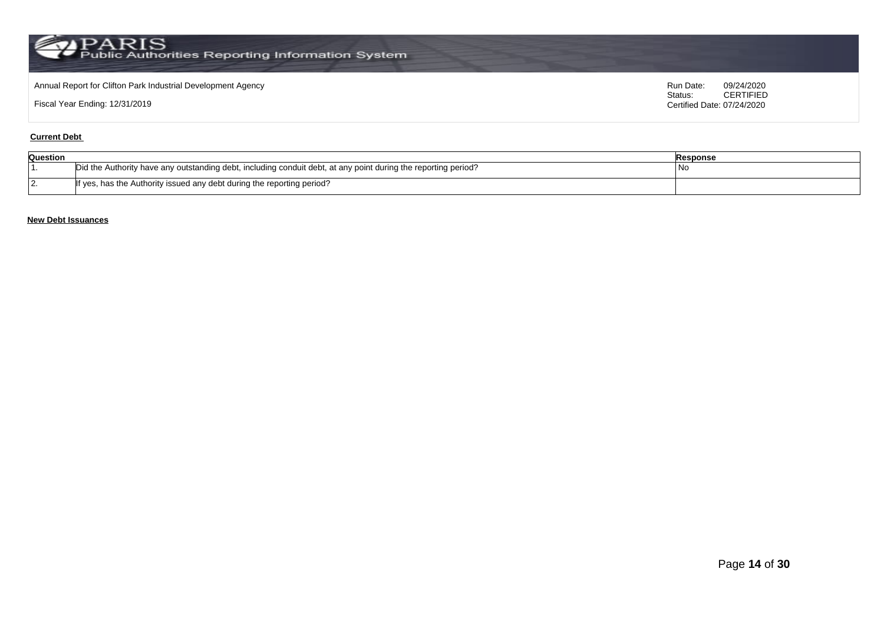Annual Report for Clifton Park Industrial Development Agency

Fiscal Year Ending: 12/31/2019

Run Date: 09/24/2020
Status: CERTIFIED
Certified Date: 07/24/2020

**Current Debt**

| Question | | Response |
|---|---|---|
| 1. | Did the Authority have any outstanding debt, including conduit debt, at any point during the reporting period? | No |
| 2. | If yes, has the Authority issued any debt during the reporting period? | |

**New Debt Issuances**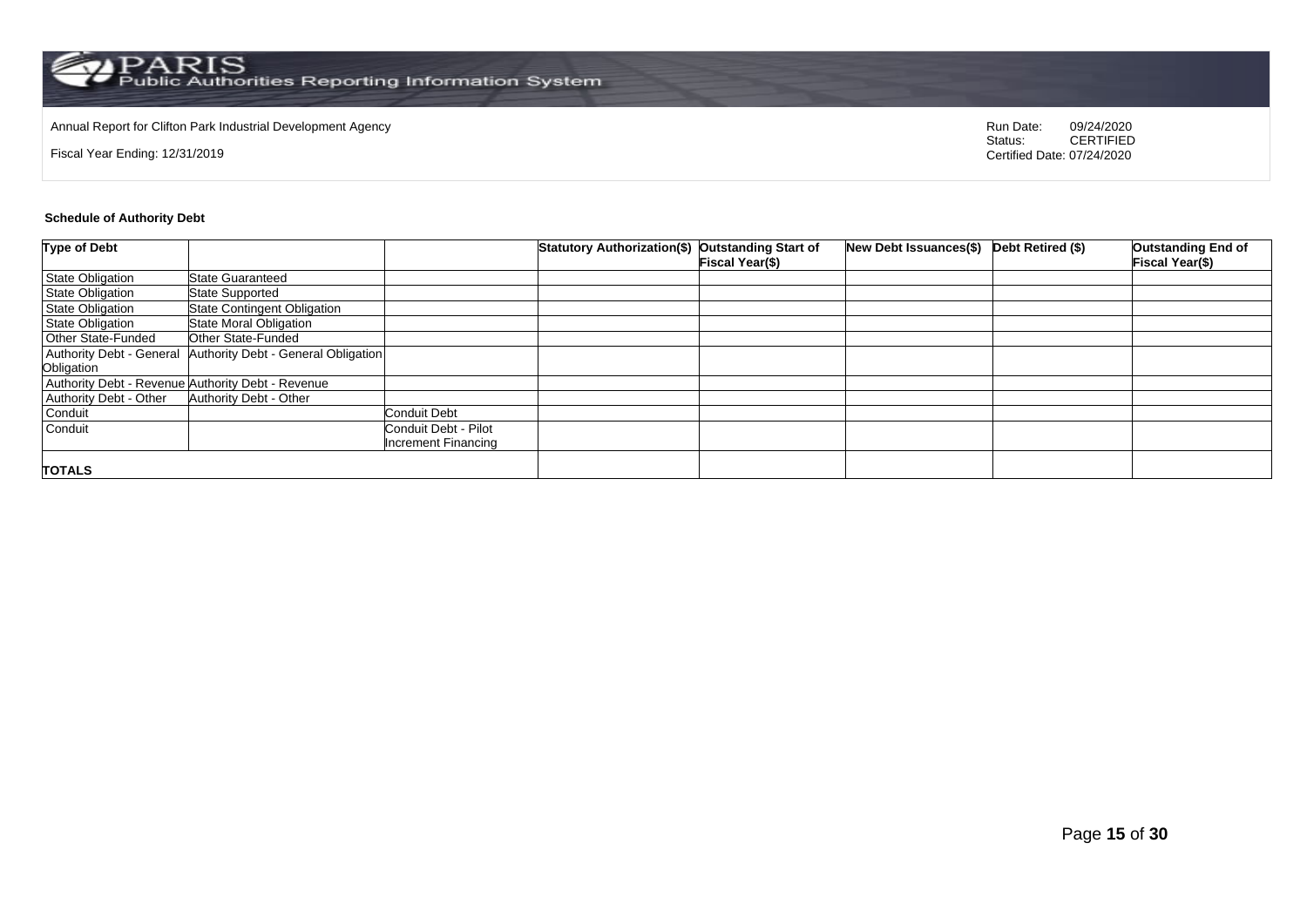Annual Report for Clifton Park Industrial Development Agency

Fiscal Year Ending: 12/31/2019

Run Date: 09/24/2020
Status: CERTIFIED
Certified Date: 07/24/2020

**Schedule of Authority Debt**

| Type of Debt | | | Statutory Authorization($) | Outstanding Start of Fiscal Year($) | New Debt Issuances($) | Debt Retired ($) | Outstanding End of Fiscal Year($) |
|---|---|---|---|---|---|---|---|
| State Obligation | State Guaranteed | | | | | | |
| State Obligation | State Supported | | | | | | |
| State Obligation | State Contingent Obligation | | | | | | |
| State Obligation | State Moral Obligation | | | | | | |
| Other State-Funded | Other State-Funded | | | | | | |
| Authority Debt - General Obligation | Authority Debt - General Obligation | | | | | | |
| Authority Debt - Revenue | Authority Debt - Revenue | | | | | | |
| Authority Debt - Other | Authority Debt - Other | | | | | | |
| Conduit | | Conduit Debt | | | | | |
| Conduit | | Conduit Debt - Pilot Increment Financing | | | | | |
| **TOTALS** | | | | | | | |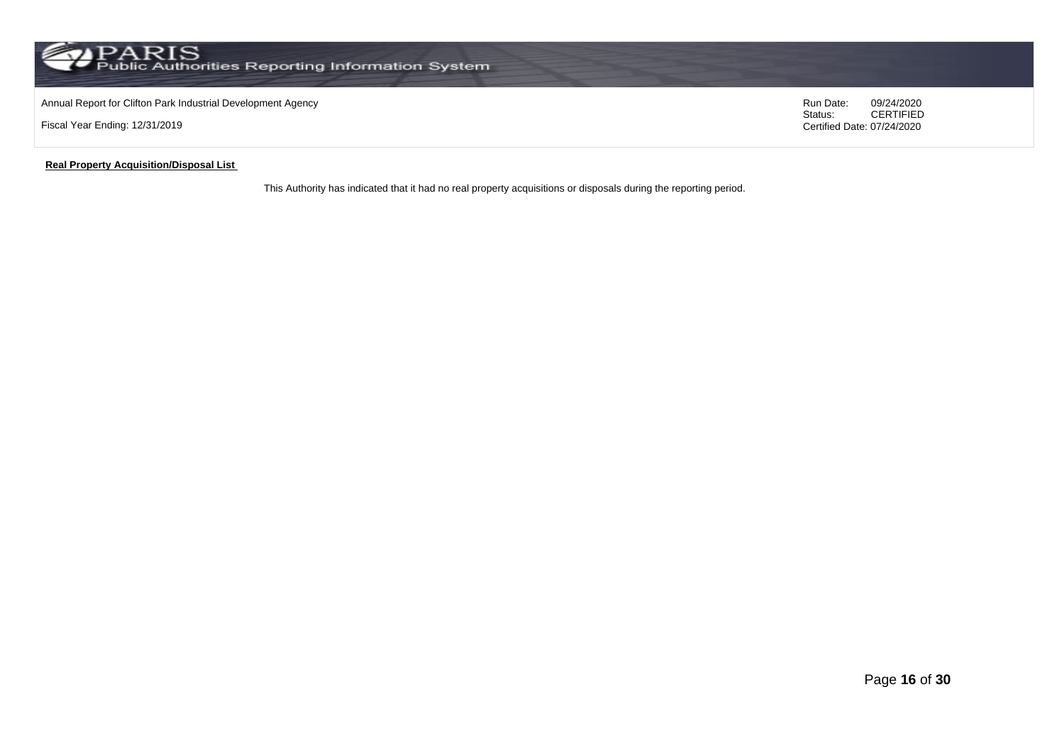Annual Report for Clifton Park Industrial Development Agency

Fiscal Year Ending: 12/31/2019

Run Date: 09/24/2020
Status: CERTIFIED
Certified Date: 07/24/2020

**Real Property Acquisition/Disposal List**

This Authority has indicated that it had no real property acquisitions or disposals during the reporting period.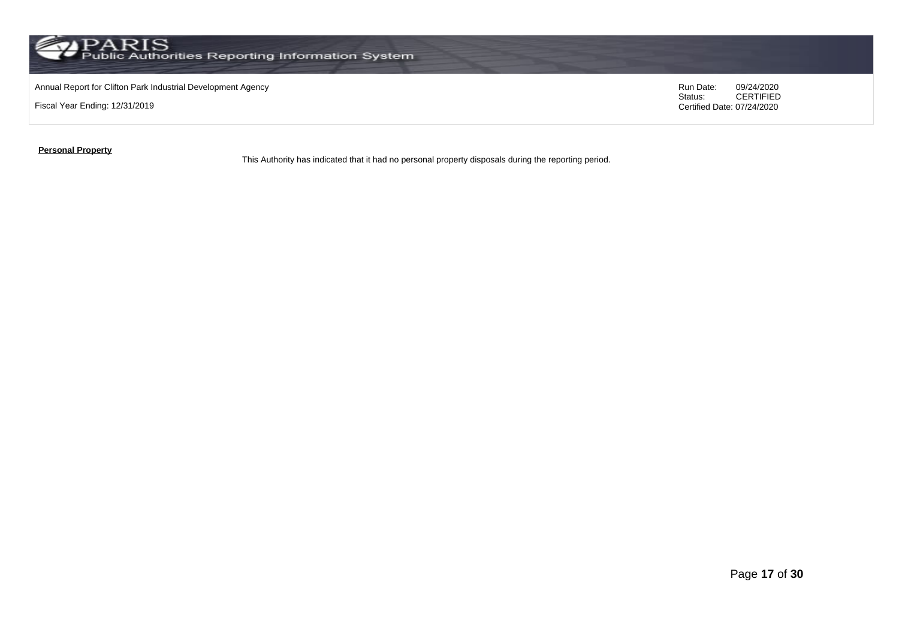**Personal Property**

This Authority has indicated that it had no personal property disposals during the reporting period.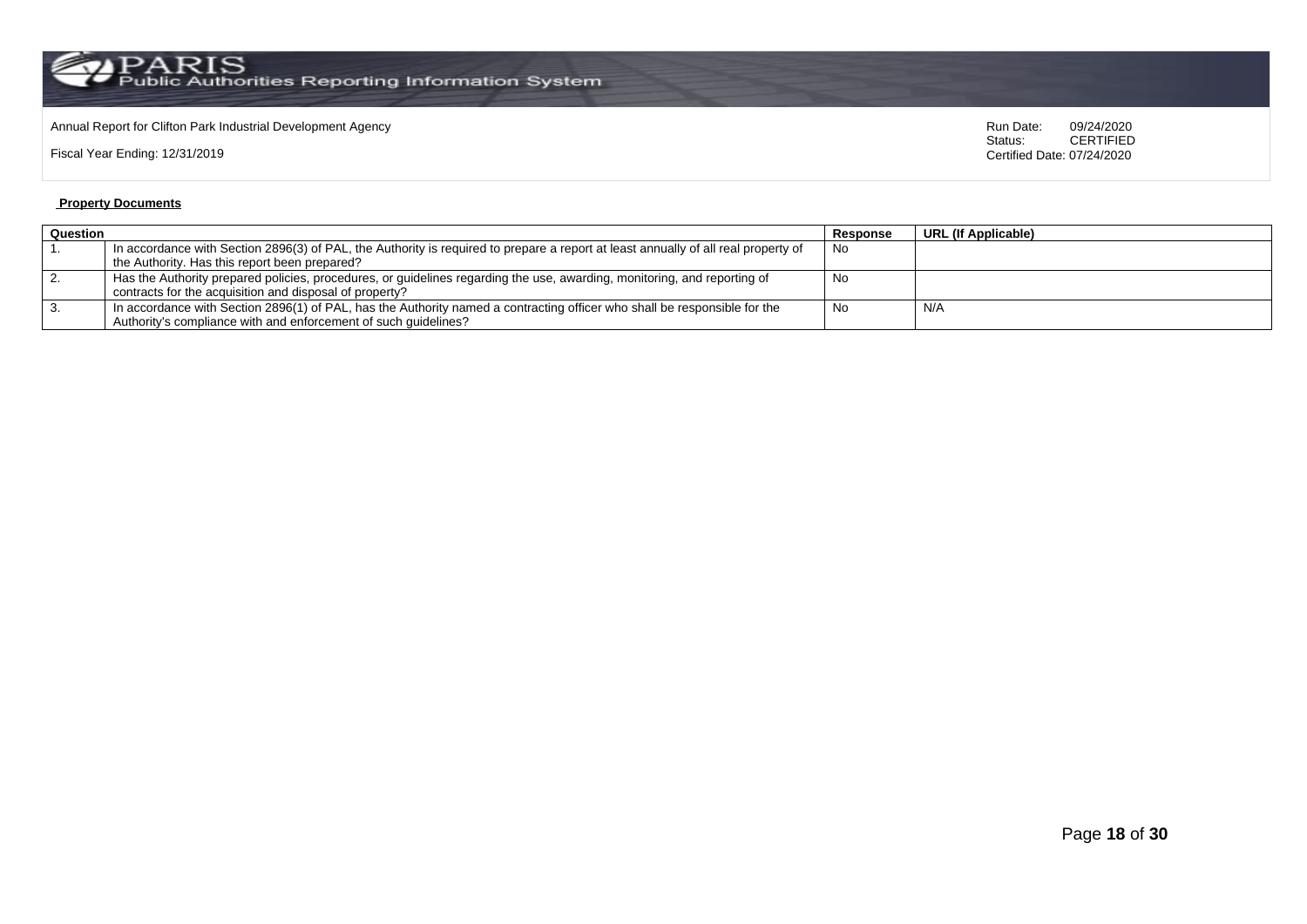Annual Report for Clifton Park Industrial Development Agency

Fiscal Year Ending: 12/31/2019

Run Date: 09/24/2020
Status: CERTIFIED
Certified Date: 07/24/2020

**Property Documents**

| Question | | Response | URL (If Applicable) |
|---|---|---|---|
| 1. | In accordance with Section 2896(3) of PAL, the Authority is required to prepare a report at least annually of all real property of the Authority. Has this report been prepared? | No | |
| 2. | Has the Authority prepared policies, procedures, or guidelines regarding the use, awarding, monitoring, and reporting of contracts for the acquisition and disposal of property? | No | |
| 3. | In accordance with Section 2896(1) of PAL, has the Authority named a contracting officer who shall be responsible for the Authority's compliance with and enforcement of such guidelines? | No | N/A |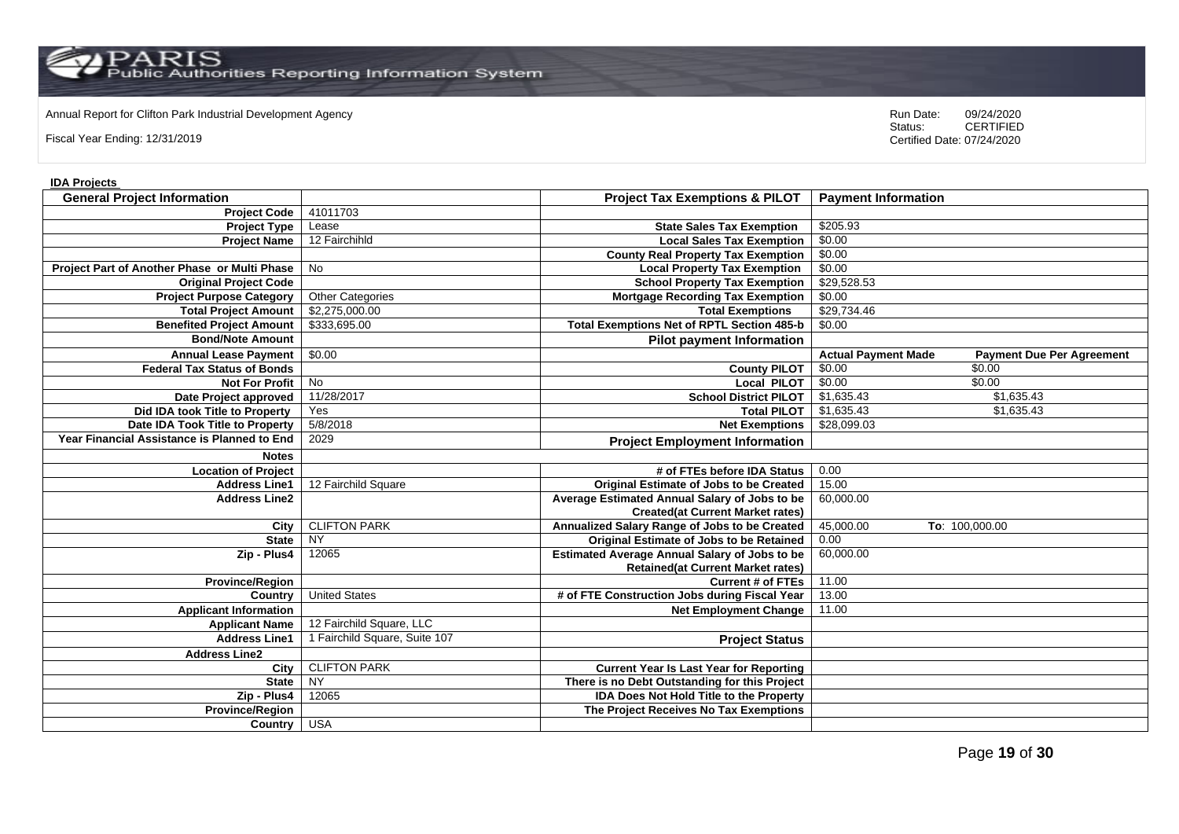Annual Report for Clifton Park Industrial Development Agency

Fiscal Year Ending: 12/31/2019

Run Date: 09/24/2020
Status: CERTIFIED
Certified Date: 07/24/2020

**IDA Projects**

| General Project Information | | Project Tax Exemptions & PILOT | Payment Information | |
|---|---|---|---|---|
| Project Code | 41011703 | | | |
| Project Type | Lease | State Sales Tax Exemption | $205.93 | |
| Project Name | 12 Fairchihld | Local Sales Tax Exemption | $0.00 | |
| | | County Real Property Tax Exemption | $0.00 | |
| Project Part of Another Phase or Multi Phase | No | Local Property Tax Exemption | $0.00 | |
| Original Project Code | | School Property Tax Exemption | $29,528.53 | |
| Project Purpose Category | Other Categories | Mortgage Recording Tax Exemption | $0.00 | |
| Total Project Amount | $2,275,000.00 | Total Exemptions | $29,734.46 | |
| Benefited Project Amount | $333,695.00 | Total Exemptions Net of RPTL Section 485-b | $0.00 | |
| Bond/Note Amount | | **Pilot payment Information** | | |
| Annual Lease Payment | $0.00 | | **Actual Payment Made** | **Payment Due Per Agreement** |
| Federal Tax Status of Bonds | | County PILOT | $0.00 | $0.00 |
| Not For Profit | No | Local PILOT | $0.00 | $0.00 |
| Date Project approved | 11/28/2017 | School District PILOT | $1,635.43 | $1,635.43 |
| Did IDA took Title to Property | Yes | Total PILOT | $1,635.43 | $1,635.43 |
| Date IDA Took Title to Property | 5/8/2018 | Net Exemptions | $28,099.03 | |
| Year Financial Assistance is Planned to End | 2029 | **Project Employment Information** | | |
| Notes | | | | |
| Location of Project | | # of FTEs before IDA Status | 0.00 | |
| Address Line1 | 12 Fairchild Square | Original Estimate of Jobs to be Created | 15.00 | |
| Address Line2 | | Average Estimated Annual Salary of Jobs to be Created(at Current Market rates) | 60,000.00 | |
| City | CLIFTON PARK | Annualized Salary Range of Jobs to be Created | 45,000.00 | To: 100,000.00 |
| State | NY | Original Estimate of Jobs to be Retained | 0.00 | |
| Zip - Plus4 | 12065 | Estimated Average Annual Salary of Jobs to be Retained(at Current Market rates) | 60,000.00 | |
| Province/Region | | Current # of FTEs | 11.00 | |
| Country | United States | # of FTE Construction Jobs during Fiscal Year | 13.00 | |
| Applicant Information | | Net Employment Change | 11.00 | |
| Applicant Name | 12 Fairchild Square, LLC | | | |
| Address Line1 | 1 Fairchild Square, Suite 107 | **Project Status** | | |
| Address Line2 | | | | |
| City | CLIFTON PARK | Current Year Is Last Year for Reporting | | |
| State | NY | There is no Debt Outstanding for this Project | | |
| Zip - Plus4 | 12065 | IDA Does Not Hold Title to the Property | | |
| Province/Region | | The Project Receives No Tax Exemptions | | |
| Country | USA | | | |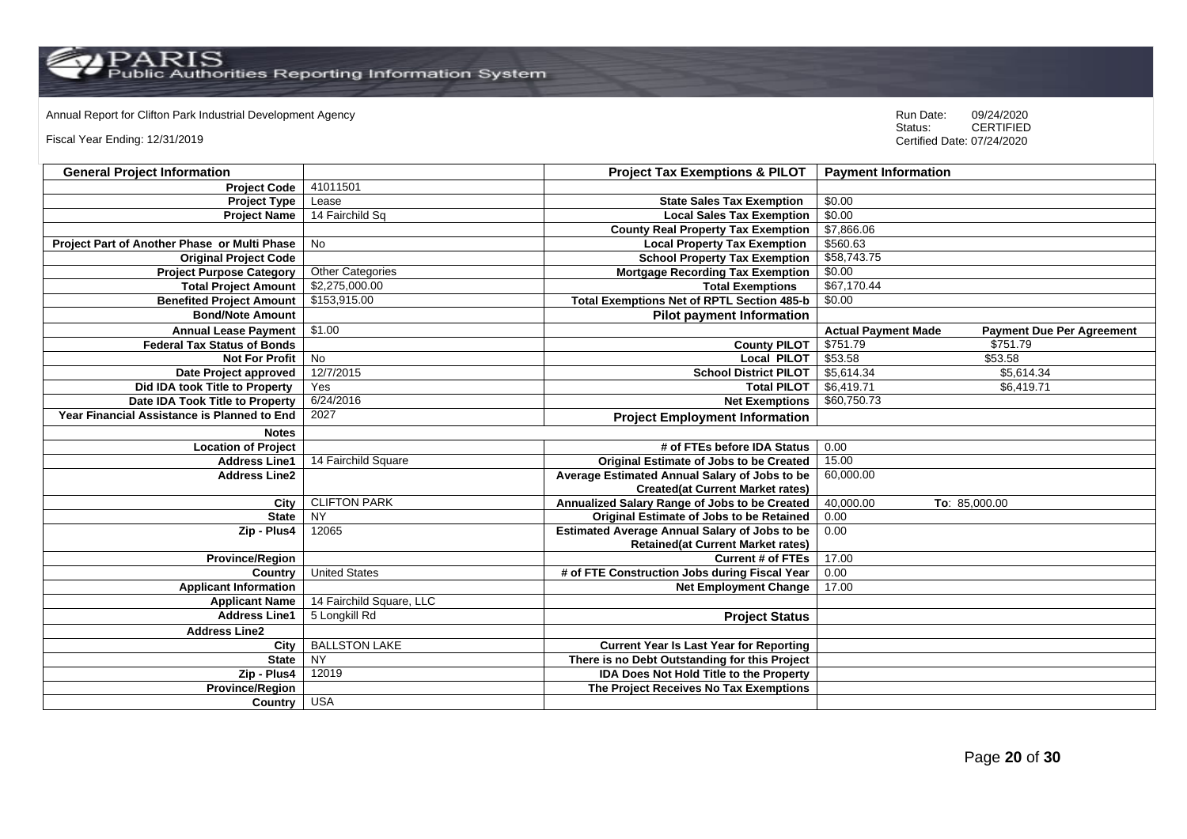Annual Report for Clifton Park Industrial Development Agency

Fiscal Year Ending: 12/31/2019

Run Date: 09/24/2020
Status: CERTIFIED
Certified Date: 07/24/2020

| General Project Information | | Project Tax Exemptions & PILOT | Payment Information | |
|---|---|---|---|---|
| Project Code | 41011501 | | | |
| Project Type | Lease | State Sales Tax Exemption | $0.00 | |
| Project Name | 14 Fairchild Sq | Local Sales Tax Exemption | $0.00 | |
| | | County Real Property Tax Exemption | $7,866.06 | |
| Project Part of Another Phase or Multi Phase | No | Local Property Tax Exemption | $560.63 | |
| Original Project Code | | School Property Tax Exemption | $58,743.75 | |
| Project Purpose Category | Other Categories | Mortgage Recording Tax Exemption | $0.00 | |
| Total Project Amount | $2,275,000.00 | Total Exemptions | $67,170.44 | |
| Benefited Project Amount | $153,915.00 | Total Exemptions Net of RPTL Section 485-b | $0.00 | |
| Bond/Note Amount | | Pilot payment Information | | |
| Annual Lease Payment | $1.00 | | Actual Payment Made | Payment Due Per Agreement |
| Federal Tax Status of Bonds | | County PILOT | $751.79 | $751.79 |
| Not For Profit | No | Local PILOT | $53.58 | $53.58 |
| Date Project approved | 12/7/2015 | School District PILOT | $5,614.34 | $5,614.34 |
| Did IDA took Title to Property | Yes | Total PILOT | $6,419.71 | $6,419.71 |
| Date IDA Took Title to Property | 6/24/2016 | Net Exemptions | $60,750.73 | |
| Year Financial Assistance is Planned to End | 2027 | Project Employment Information | | |
| Notes | | | | |
| Location of Project | | # of FTEs before IDA Status | 0.00 | |
| Address Line1 | 14 Fairchild Square | Original Estimate of Jobs to be Created | 15.00 | |
| Address Line2 | | Average Estimated Annual Salary of Jobs to be Created(at Current Market rates) | 60,000.00 | |
| City | CLIFTON PARK | Annualized Salary Range of Jobs to be Created | 40,000.00 | To: 85,000.00 |
| State | NY | Original Estimate of Jobs to be Retained | 0.00 | |
| Zip - Plus4 | 12065 | Estimated Average Annual Salary of Jobs to be Retained(at Current Market rates) | 0.00 | |
| Province/Region | | Current # of FTEs | 17.00 | |
| Country | United States | # of FTE Construction Jobs during Fiscal Year | 0.00 | |
| Applicant Information | | Net Employment Change | 17.00 | |
| Applicant Name | 14 Fairchild Square, LLC | | | |
| Address Line1 | 5 Longkill Rd | Project Status | | |
| Address Line2 | | | | |
| City | BALLSTON LAKE | Current Year Is Last Year for Reporting | | |
| State | NY | There is no Debt Outstanding for this Project | | |
| Zip - Plus4 | 12019 | IDA Does Not Hold Title to the Property | | |
| Province/Region | | The Project Receives No Tax Exemptions | | |
| Country | USA | | | |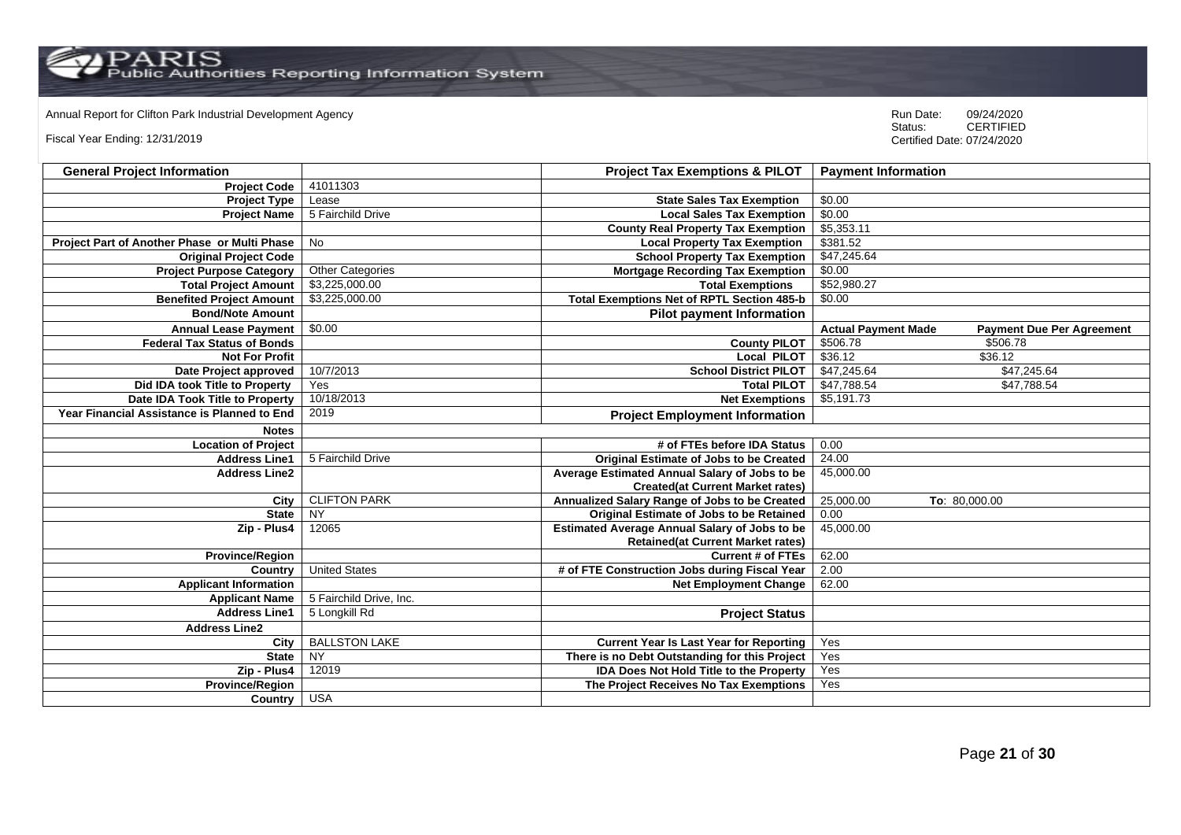Annual Report for Clifton Park Industrial Development Agency

Fiscal Year Ending: 12/31/2019

Run Date: 09/24/2020
Status: CERTIFIED
Certified Date: 07/24/2020

| General Project Information | | Project Tax Exemptions & PILOT | Payment Information | |
|---|---|---|---|---|
| Project Code | 41011303 | | | |
| Project Type | Lease | State Sales Tax Exemption | $0.00 | |
| Project Name | 5 Fairchild Drive | Local Sales Tax Exemption | $0.00 | |
| | | County Real Property Tax Exemption | $5,353.11 | |
| Project Part of Another Phase or Multi Phase | No | Local Property Tax Exemption | $381.52 | |
| Original Project Code | | School Property Tax Exemption | $47,245.64 | |
| Project Purpose Category | Other Categories | Mortgage Recording Tax Exemption | $0.00 | |
| Total Project Amount | $3,225,000.00 | Total Exemptions | $52,980.27 | |
| Benefited Project Amount | $3,225,000.00 | Total Exemptions Net of RPTL Section 485-b | $0.00 | |
| Bond/Note Amount | | **Pilot payment Information** | | |
| Annual Lease Payment | $0.00 | | **Actual Payment Made** | **Payment Due Per Agreement** |
| Federal Tax Status of Bonds | | County PILOT | $506.78 | $506.78 |
| Not For Profit | | Local PILOT | $36.12 | $36.12 |
| Date Project approved | 10/7/2013 | School District PILOT | $47,245.64 | $47,245.64 |
| Did IDA took Title to Property | Yes | Total PILOT | $47,788.54 | $47,788.54 |
| Date IDA Took Title to Property | 10/18/2013 | Net Exemptions | $5,191.73 | |
| Year Financial Assistance is Planned to End | 2019 | **Project Employment Information** | | |
| Notes | | | | |
| Location of Project | | # of FTEs before IDA Status | 0.00 | |
| Address Line1 | 5 Fairchild Drive | Original Estimate of Jobs to be Created | 24.00 | |
| Address Line2 | | Average Estimated Annual Salary of Jobs to be Created(at Current Market rates) | 45,000.00 | |
| City | CLIFTON PARK | Annualized Salary Range of Jobs to be Created | 25,000.00 | To: 80,000.00 |
| State | NY | Original Estimate of Jobs to be Retained | 0.00 | |
| Zip - Plus4 | 12065 | Estimated Average Annual Salary of Jobs to be Retained(at Current Market rates) | 45,000.00 | |
| Province/Region | | Current # of FTEs | 62.00 | |
| Country | United States | # of FTE Construction Jobs during Fiscal Year | 2.00 | |
| Applicant Information | | Net Employment Change | 62.00 | |
| Applicant Name | 5 Fairchild Drive, Inc. | | | |
| Address Line1 | 5 Longkill Rd | **Project Status** | | |
| Address Line2 | | | | |
| City | BALLSTON LAKE | Current Year Is Last Year for Reporting | Yes | |
| State | NY | There is no Debt Outstanding for this Project | Yes | |
| Zip - Plus4 | 12019 | IDA Does Not Hold Title to the Property | Yes | |
| Province/Region | | The Project Receives No Tax Exemptions | Yes | |
| Country | USA | | | |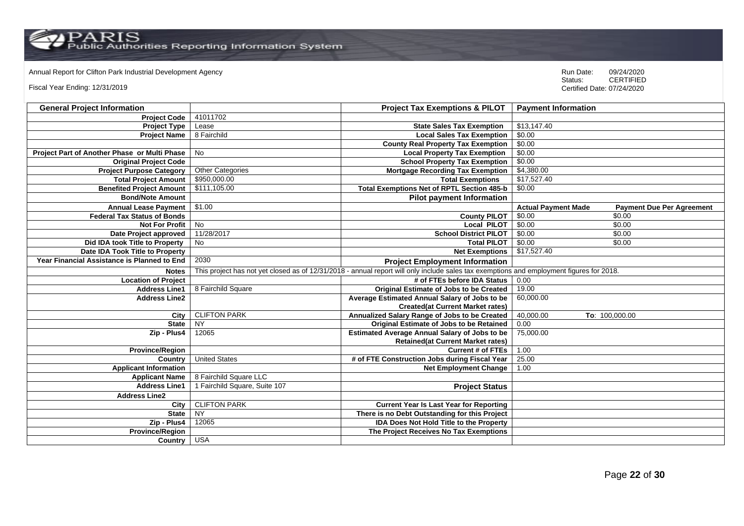Annual Report for Clifton Park Industrial Development Agency

Fiscal Year Ending: 12/31/2019

Run Date: 09/24/2020
Status: CERTIFIED
Certified Date: 07/24/2020

| General Project Information | | Project Tax Exemptions & PILOT | Payment Information | |
|---|---|---|---|---|
| Project Code | 41011702 | | | |
| Project Type | Lease | State Sales Tax Exemption | $13,147.40 | |
| Project Name | 8 Fairchild | Local Sales Tax Exemption | $0.00 | |
| | | County Real Property Tax Exemption | $0.00 | |
| Project Part of Another Phase or Multi Phase | No | Local Property Tax Exemption | $0.00 | |
| Original Project Code | | School Property Tax Exemption | $0.00 | |
| Project Purpose Category | Other Categories | Mortgage Recording Tax Exemption | $4,380.00 | |
| Total Project Amount | $950,000.00 | Total Exemptions | $17,527.40 | |
| Benefited Project Amount | $111,105.00 | Total Exemptions Net of RPTL Section 485-b | $0.00 | |
| Bond/Note Amount | | Pilot payment Information | | |
| Annual Lease Payment | $1.00 | | Actual Payment Made | Payment Due Per Agreement |
| Federal Tax Status of Bonds | | County PILOT | $0.00 | $0.00 |
| Not For Profit | No | Local PILOT | $0.00 | $0.00 |
| Date Project approved | 11/28/2017 | School District PILOT | $0.00 | $0.00 |
| Did IDA took Title to Property | No | Total PILOT | $0.00 | $0.00 |
| Date IDA Took Title to Property | | Net Exemptions | $17,527.40 | |
| Year Financial Assistance is Planned to End | 2030 | Project Employment Information | | |
| Notes | This project has not yet closed as of 12/31/2018 - annual report will only include sales tax exemptions and employment figures for 2018. | | | |
| Location of Project | | # of FTEs before IDA Status | 0.00 | |
| Address Line1 | 8 Fairchild Square | Original Estimate of Jobs to be Created | 19.00 | |
| Address Line2 | | Average Estimated Annual Salary of Jobs to be Created(at Current Market rates) | 60,000.00 | |
| City | CLIFTON PARK | Annualized Salary Range of Jobs to be Created | 40,000.00 | To: 100,000.00 |
| State | NY | Original Estimate of Jobs to be Retained | 0.00 | |
| Zip - Plus4 | 12065 | Estimated Average Annual Salary of Jobs to be Retained(at Current Market rates) | 75,000.00 | |
| Province/Region | | Current # of FTEs | 1.00 | |
| Country | United States | # of FTE Construction Jobs during Fiscal Year | 25.00 | |
| Applicant Information | | Net Employment Change | 1.00 | |
| Applicant Name | 8 Fairchild Square LLC | | | |
| Address Line1 | 1 Fairchild Square, Suite 107 | Project Status | | |
| Address Line2 | | | | |
| City | CLIFTON PARK | Current Year Is Last Year for Reporting | | |
| State | NY | There is no Debt Outstanding for this Project | | |
| Zip - Plus4 | 12065 | IDA Does Not Hold Title to the Property | | |
| Province/Region | | The Project Receives No Tax Exemptions | | |
| Country | USA | | | |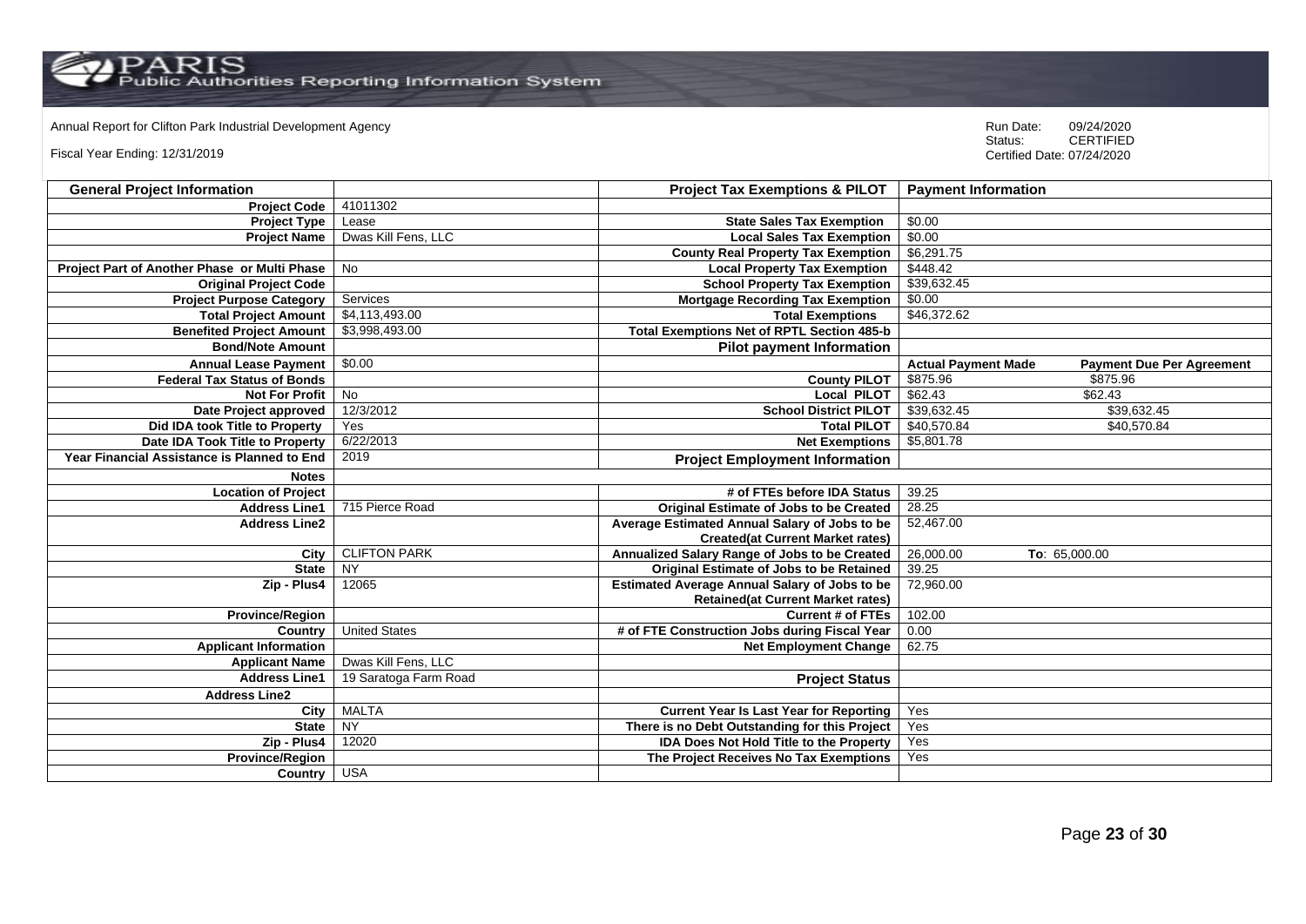Annual Report for Clifton Park Industrial Development Agency

Fiscal Year Ending: 12/31/2019

Run Date: 09/24/2020
Status: CERTIFIED
Certified Date: 07/24/2020

| General Project Information | | Project Tax Exemptions & PILOT | Payment Information | |
|---|---|---|---|---|
| Project Code | 41011302 | | | |
| Project Type | Lease | State Sales Tax Exemption | $0.00 | |
| Project Name | Dwas Kill Fens, LLC | Local Sales Tax Exemption | $0.00 | |
| | | County Real Property Tax Exemption | $6,291.75 | |
| Project Part of Another Phase or Multi Phase | No | Local Property Tax Exemption | $448.42 | |
| Original Project Code | | School Property Tax Exemption | $39,632.45 | |
| Project Purpose Category | Services | Mortgage Recording Tax Exemption | $0.00 | |
| Total Project Amount | $4,113,493.00 | Total Exemptions | $46,372.62 | |
| Benefited Project Amount | $3,998,493.00 | Total Exemptions Net of RPTL Section 485-b | | |
| Bond/Note Amount | | Pilot payment Information | | |
| Annual Lease Payment | $0.00 | | Actual Payment Made | Payment Due Per Agreement |
| Federal Tax Status of Bonds | | County PILOT | $875.96 | $875.96 |
| Not For Profit | No | Local PILOT | $62.43 | $62.43 |
| Date Project approved | 12/3/2012 | School District PILOT | $39,632.45 | $39,632.45 |
| Did IDA took Title to Property | Yes | Total PILOT | $40,570.84 | $40,570.84 |
| Date IDA Took Title to Property | 6/22/2013 | Net Exemptions | $5,801.78 | |
| Year Financial Assistance is Planned to End | 2019 | Project Employment Information | | |
| Notes | | | | |
| Location of Project | | # of FTEs before IDA Status | 39.25 | |
| Address Line1 | 715 Pierce Road | Original Estimate of Jobs to be Created | 28.25 | |
| Address Line2 | | Average Estimated Annual Salary of Jobs to be Created(at Current Market rates) | 52,467.00 | |
| City | CLIFTON PARK | Annualized Salary Range of Jobs to be Created | 26,000.00 | To: 65,000.00 |
| State | NY | Original Estimate of Jobs to be Retained | 39.25 | |
| Zip - Plus4 | 12065 | Estimated Average Annual Salary of Jobs to be Retained(at Current Market rates) | 72,960.00 | |
| Province/Region | | Current # of FTEs | 102.00 | |
| Country | United States | # of FTE Construction Jobs during Fiscal Year | 0.00 | |
| Applicant Information | | Net Employment Change | 62.75 | |
| Applicant Name | Dwas Kill Fens, LLC | | | |
| Address Line1 | 19 Saratoga Farm Road | Project Status | | |
| Address Line2 | | | | |
| City | MALTA | Current Year Is Last Year for Reporting | Yes | |
| State | NY | There is no Debt Outstanding for this Project | Yes | |
| Zip - Plus4 | 12020 | IDA Does Not Hold Title to the Property | Yes | |
| Province/Region | | The Project Receives No Tax Exemptions | Yes | |
| Country | USA | | | |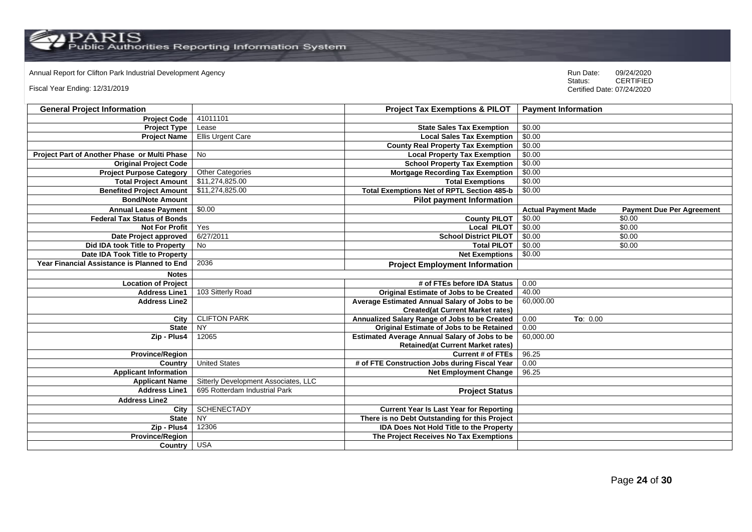Annual Report for Clifton Park Industrial Development Agency

Fiscal Year Ending: 12/31/2019

Run Date: 09/24/2020
Status: CERTIFIED
Certified Date: 07/24/2020

| General Project Information | | Project Tax Exemptions & PILOT | Payment Information | |
|---|---|---|---|---|
| Project Code | 41011101 | | | |
| Project Type | Lease | State Sales Tax Exemption | $0.00 | |
| Project Name | Ellis Urgent Care | Local Sales Tax Exemption | $0.00 | |
| | | County Real Property Tax Exemption | $0.00 | |
| Project Part of Another Phase or Multi Phase | No | Local Property Tax Exemption | $0.00 | |
| Original Project Code | | School Property Tax Exemption | $0.00 | |
| Project Purpose Category | Other Categories | Mortgage Recording Tax Exemption | $0.00 | |
| Total Project Amount | $11,274,825.00 | Total Exemptions | $0.00 | |
| Benefited Project Amount | $11,274,825.00 | Total Exemptions Net of RPTL Section 485-b | $0.00 | |
| Bond/Note Amount | | Pilot payment Information | | |
| Annual Lease Payment | $0.00 | | Actual Payment Made | Payment Due Per Agreement |
| Federal Tax Status of Bonds | | County PILOT | $0.00 | $0.00 |
| Not For Profit | Yes | Local PILOT | $0.00 | $0.00 |
| Date Project approved | 6/27/2011 | School District PILOT | $0.00 | $0.00 |
| Did IDA took Title to Property | No | Total PILOT | $0.00 | $0.00 |
| Date IDA Took Title to Property | | Net Exemptions | $0.00 | |
| Year Financial Assistance is Planned to End | 2036 | Project Employment Information | | |
| Notes | | | | |
| Location of Project | | # of FTEs before IDA Status | 0.00 | |
| Address Line1 | 103 Sitterly Road | Original Estimate of Jobs to be Created | 40.00 | |
| Address Line2 | | Average Estimated Annual Salary of Jobs to be Created(at Current Market rates) | 60,000.00 | |
| City | CLIFTON PARK | Annualized Salary Range of Jobs to be Created | 0.00 To: 0.00 | |
| State | NY | Original Estimate of Jobs to be Retained | 0.00 | |
| Zip - Plus4 | 12065 | Estimated Average Annual Salary of Jobs to be Retained(at Current Market rates) | 60,000.00 | |
| Province/Region | | Current # of FTEs | 96.25 | |
| Country | United States | # of FTE Construction Jobs during Fiscal Year | 0.00 | |
| Applicant Information | | Net Employment Change | 96.25 | |
| Applicant Name | Sitterly Development Associates, LLC | | | |
| Address Line1 | 695 Rotterdam Industrial Park | Project Status | | |
| Address Line2 | | | | |
| City | SCHENECTADY | Current Year Is Last Year for Reporting | | |
| State | NY | There is no Debt Outstanding for this Project | | |
| Zip - Plus4 | 12306 | IDA Does Not Hold Title to the Property | | |
| Province/Region | | The Project Receives No Tax Exemptions | | |
| Country | USA | | | |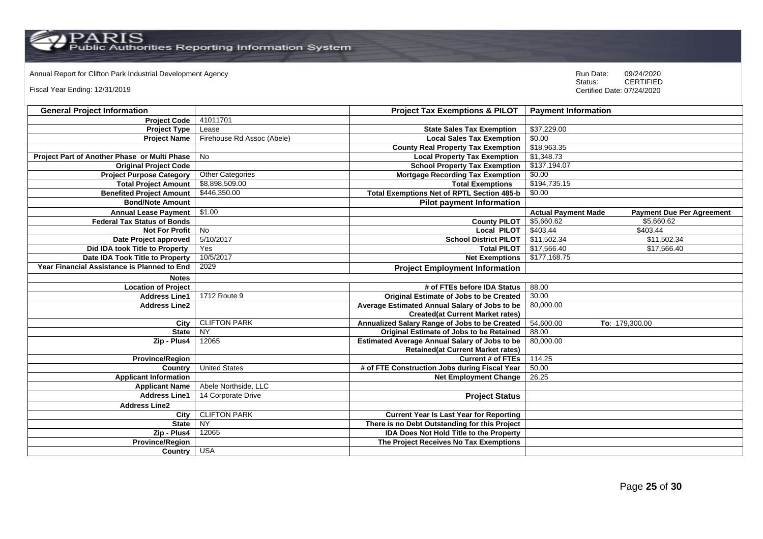Annual Report for Clifton Park Industrial Development Agency

Fiscal Year Ending: 12/31/2019

Run Date: 09/24/2020
Status: CERTIFIED
Certified Date: 07/24/2020

| General Project Information | | Project Tax Exemptions & PILOT | Payment Information | |
|---|---|---|---|---|
| Project Code | 41011701 | | | |
| Project Type | Lease | State Sales Tax Exemption | $37,229.00 | |
| Project Name | Firehouse Rd Assoc (Abele) | Local Sales Tax Exemption | $0.00 | |
| | | County Real Property Tax Exemption | $18,963.35 | |
| Project Part of Another Phase or Multi Phase | No | Local Property Tax Exemption | $1,348.73 | |
| Original Project Code | | School Property Tax Exemption | $137,194.07 | |
| Project Purpose Category | Other Categories | Mortgage Recording Tax Exemption | $0.00 | |
| Total Project Amount | $8,898,509.00 | Total Exemptions | $194,735.15 | |
| Benefited Project Amount | $446,350.00 | Total Exemptions Net of RPTL Section 485-b | $0.00 | |
| Bond/Note Amount | | Pilot payment Information | | |
| Annual Lease Payment | $1.00 | | Actual Payment Made | Payment Due Per Agreement |
| Federal Tax Status of Bonds | | County PILOT | $5,660.62 | $5,660.62 |
| Not For Profit | No | Local PILOT | $403.44 | $403.44 |
| Date Project approved | 5/10/2017 | School District PILOT | $11,502.34 | $11,502.34 |
| Did IDA took Title to Property | Yes | Total PILOT | $17,566.40 | $17,566.40 |
| Date IDA Took Title to Property | 10/5/2017 | Net Exemptions | $177,168.75 | |
| Year Financial Assistance is Planned to End | 2029 | Project Employment Information | | |
| Notes | | | | |
| Location of Project | | # of FTEs before IDA Status | 88.00 | |
| Address Line1 | 1712 Route 9 | Original Estimate of Jobs to be Created | 30.00 | |
| Address Line2 | | Average Estimated Annual Salary of Jobs to be Created(at Current Market rates) | 80,000.00 | |
| City | CLIFTON PARK | Annualized Salary Range of Jobs to be Created | 54,600.00 | To: 179,300.00 |
| State | NY | Original Estimate of Jobs to be Retained | 88.00 | |
| Zip - Plus4 | 12065 | Estimated Average Annual Salary of Jobs to be Retained(at Current Market rates) | 80,000.00 | |
| Province/Region | | Current # of FTEs | 114.25 | |
| Country | United States | # of FTE Construction Jobs during Fiscal Year | 50.00 | |
| Applicant Information | | Net Employment Change | 26.25 | |
| Applicant Name | Abele Northside, LLC | | | |
| Address Line1 | 14 Corporate Drive | Project Status | | |
| Address Line2 | | | | |
| City | CLIFTON PARK | Current Year Is Last Year for Reporting | | |
| State | NY | There is no Debt Outstanding for this Project | | |
| Zip - Plus4 | 12065 | IDA Does Not Hold Title to the Property | | |
| Province/Region | | The Project Receives No Tax Exemptions | | |
| Country | USA | | | |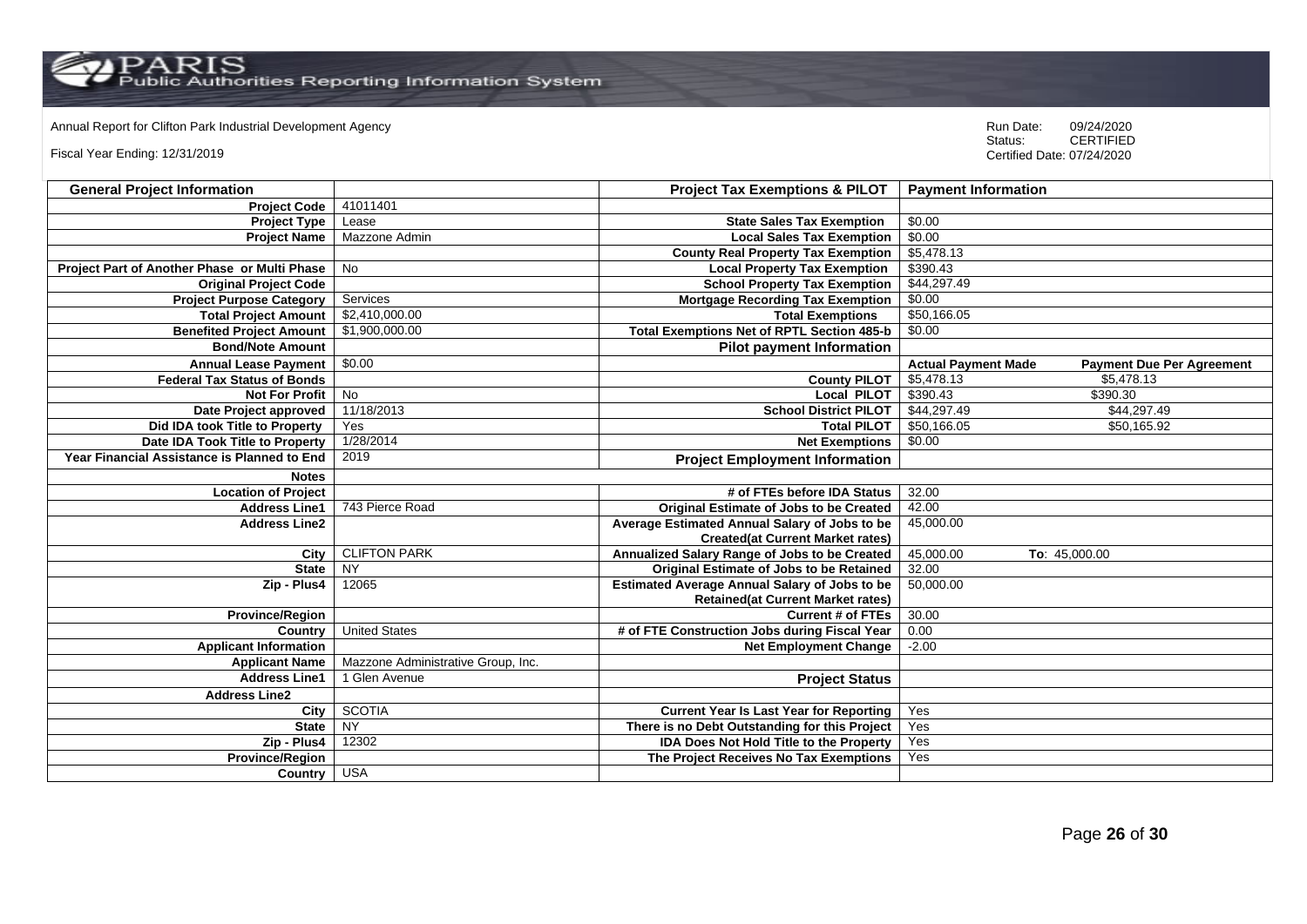Annual Report for Clifton Park Industrial Development Agency

Fiscal Year Ending: 12/31/2019

Run Date: 09/24/2020
Status: CERTIFIED
Certified Date: 07/24/2020

| General Project Information | | Project Tax Exemptions & PILOT | Payment Information | |
|---|---|---|---|---|
| Project Code | 41011401 | | | |
| Project Type | Lease | State Sales Tax Exemption | $0.00 | |
| Project Name | Mazzone Admin | Local Sales Tax Exemption | $0.00 | |
| | | County Real Property Tax Exemption | $5,478.13 | |
| Project Part of Another Phase or Multi Phase | No | Local Property Tax Exemption | $390.43 | |
| Original Project Code | | School Property Tax Exemption | $44,297.49 | |
| Project Purpose Category | Services | Mortgage Recording Tax Exemption | $0.00 | |
| Total Project Amount | $2,410,000.00 | Total Exemptions | $50,166.05 | |
| Benefited Project Amount | $1,900,000.00 | Total Exemptions Net of RPTL Section 485-b | $0.00 | |
| Bond/Note Amount | | Pilot payment Information | | |
| Annual Lease Payment | $0.00 | | Actual Payment Made | Payment Due Per Agreement |
| Federal Tax Status of Bonds | | County PILOT | $5,478.13 | $5,478.13 |
| Not For Profit | No | Local PILOT | $390.43 | $390.30 |
| Date Project approved | 11/18/2013 | School District PILOT | $44,297.49 | $44,297.49 |
| Did IDA took Title to Property | Yes | Total PILOT | $50,166.05 | $50,165.92 |
| Date IDA Took Title to Property | 1/28/2014 | Net Exemptions | $0.00 | |
| Year Financial Assistance is Planned to End | 2019 | Project Employment Information | | |
| Notes | | | | |
| Location of Project | | # of FTEs before IDA Status | 32.00 | |
| Address Line1 | 743 Pierce Road | Original Estimate of Jobs to be Created | 42.00 | |
| Address Line2 | | Average Estimated Annual Salary of Jobs to be Created(at Current Market rates) | 45,000.00 | |
| City | CLIFTON PARK | Annualized Salary Range of Jobs to be Created | 45,000.00 | To: 45,000.00 |
| State | NY | Original Estimate of Jobs to be Retained | 32.00 | |
| Zip - Plus4 | 12065 | Estimated Average Annual Salary of Jobs to be Retained(at Current Market rates) | 50,000.00 | |
| Province/Region | | Current # of FTEs | 30.00 | |
| Country | United States | # of FTE Construction Jobs during Fiscal Year | 0.00 | |
| Applicant Information | | Net Employment Change | -2.00 | |
| Applicant Name | Mazzone Administrative Group, Inc. | | | |
| Address Line1 | 1 Glen Avenue | Project Status | | |
| Address Line2 | | | | |
| City | SCOTIA | Current Year Is Last Year for Reporting | Yes | |
| State | NY | There is no Debt Outstanding for this Project | Yes | |
| Zip - Plus4 | 12302 | IDA Does Not Hold Title to the Property | Yes | |
| Province/Region | | The Project Receives No Tax Exemptions | Yes | |
| Country | USA | | | |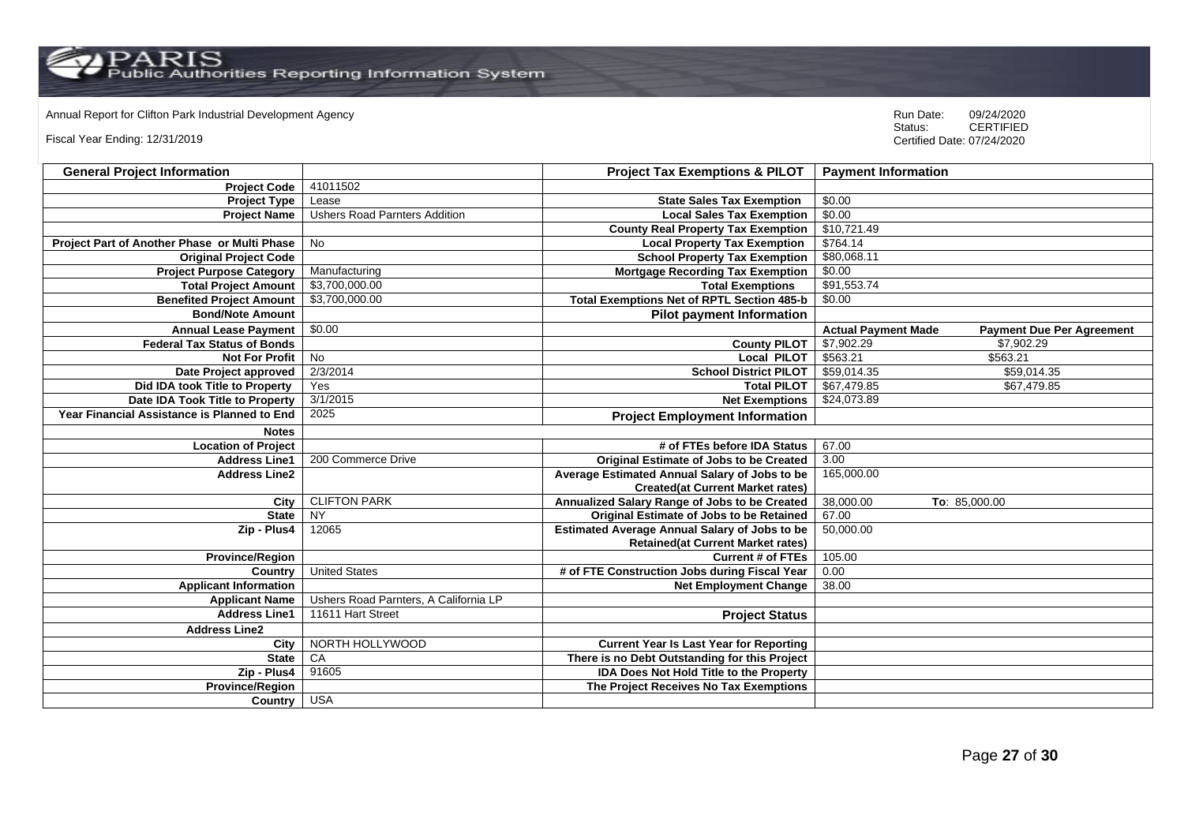Annual Report for Clifton Park Industrial Development Agency

Fiscal Year Ending: 12/31/2019

Run Date: 09/24/2020
Status: CERTIFIED
Certified Date: 07/24/2020

| General Project Information | | Project Tax Exemptions & PILOT | Payment Information | |
|---|---|---|---|---|
| Project Code | 41011502 | | | |
| Project Type | Lease | State Sales Tax Exemption | $0.00 | |
| Project Name | Ushers Road Parnters Addition | Local Sales Tax Exemption | $0.00 | |
| | | County Real Property Tax Exemption | $10,721.49 | |
| Project Part of Another Phase or Multi Phase | No | Local Property Tax Exemption | $764.14 | |
| Original Project Code | | School Property Tax Exemption | $80,068.11 | |
| Project Purpose Category | Manufacturing | Mortgage Recording Tax Exemption | $0.00 | |
| Total Project Amount | $3,700,000.00 | Total Exemptions | $91,553.74 | |
| Benefited Project Amount | $3,700,000.00 | Total Exemptions Net of RPTL Section 485-b | $0.00 | |
| Bond/Note Amount | | Pilot payment Information | | |
| Annual Lease Payment | $0.00 | | Actual Payment Made | Payment Due Per Agreement |
| Federal Tax Status of Bonds | | County PILOT | $7,902.29 | $7,902.29 |
| Not For Profit | No | Local PILOT | $563.21 | $563.21 |
| Date Project approved | 2/3/2014 | School District PILOT | $59,014.35 | $59,014.35 |
| Did IDA took Title to Property | Yes | Total PILOT | $67,479.85 | $67,479.85 |
| Date IDA Took Title to Property | 3/1/2015 | Net Exemptions | $24,073.89 | |
| Year Financial Assistance is Planned to End | 2025 | Project Employment Information | | |
| Notes | | | | |
| Location of Project | | # of FTEs before IDA Status | 67.00 | |
| Address Line1 | 200 Commerce Drive | Original Estimate of Jobs to be Created | 3.00 | |
| Address Line2 | | Average Estimated Annual Salary of Jobs to be Created(at Current Market rates) | 165,000.00 | |
| City | CLIFTON PARK | Annualized Salary Range of Jobs to be Created | 38,000.00 | To: 85,000.00 |
| State | NY | Original Estimate of Jobs to be Retained | 67.00 | |
| Zip - Plus4 | 12065 | Estimated Average Annual Salary of Jobs to be Retained(at Current Market rates) | 50,000.00 | |
| Province/Region | | Current # of FTEs | 105.00 | |
| Country | United States | # of FTE Construction Jobs during Fiscal Year | 0.00 | |
| Applicant Information | | Net Employment Change | 38.00 | |
| Applicant Name | Ushers Road Parnters, A California LP | | | |
| Address Line1 | 11611 Hart Street | Project Status | | |
| Address Line2 | | | | |
| City | NORTH HOLLYWOOD | Current Year Is Last Year for Reporting | | |
| State | CA | There is no Debt Outstanding for this Project | | |
| Zip - Plus4 | 91605 | IDA Does Not Hold Title to the Property | | |
| Province/Region | | The Project Receives No Tax Exemptions | | |
| Country | USA | | | |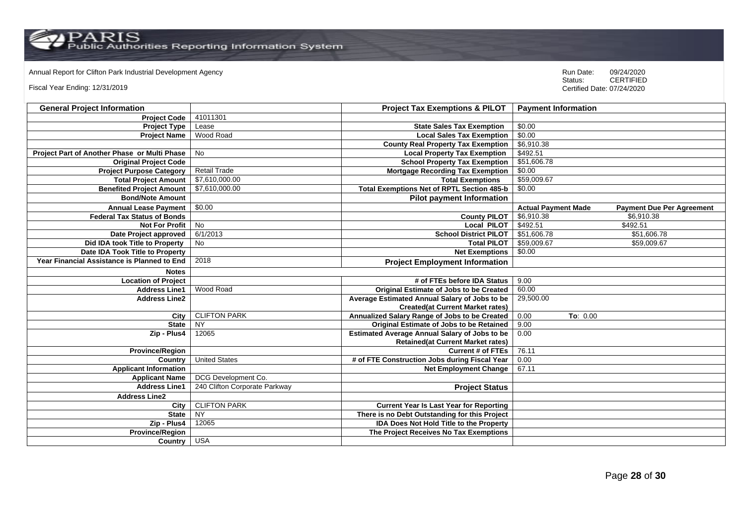Annual Report for Clifton Park Industrial Development Agency

Fiscal Year Ending: 12/31/2019

Run Date: 09/24/2020
Status: CERTIFIED
Certified Date: 07/24/2020

| General Project Information | | Project Tax Exemptions & PILOT | Payment Information | |
|---|---|---|---|---|
| Project Code | 41011301 | | | |
| Project Type | Lease | State Sales Tax Exemption | $0.00 | |
| Project Name | Wood Road | Local Sales Tax Exemption | $0.00 | |
| | | County Real Property Tax Exemption | $6,910.38 | |
| Project Part of Another Phase or Multi Phase | No | Local Property Tax Exemption | $492.51 | |
| Original Project Code | | School Property Tax Exemption | $51,606.78 | |
| Project Purpose Category | Retail Trade | Mortgage Recording Tax Exemption | $0.00 | |
| Total Project Amount | $7,610,000.00 | Total Exemptions | $59,009.67 | |
| Benefited Project Amount | $7,610,000.00 | Total Exemptions Net of RPTL Section 485-b | $0.00 | |
| Bond/Note Amount | | Pilot payment Information | | |
| Annual Lease Payment | $0.00 | | Actual Payment Made | Payment Due Per Agreement |
| Federal Tax Status of Bonds | | County PILOT | $6,910.38 | $6,910.38 |
| Not For Profit | No | Local PILOT | $492.51 | $492.51 |
| Date Project approved | 6/1/2013 | School District PILOT | $51,606.78 | $51,606.78 |
| Did IDA took Title to Property | No | Total PILOT | $59,009.67 | $59,009.67 |
| Date IDA Took Title to Property | | Net Exemptions | $0.00 | |
| Year Financial Assistance is Planned to End | 2018 | Project Employment Information | | |
| Notes | | | | |
| Location of Project | | # of FTEs before IDA Status | 9.00 | |
| Address Line1 | Wood Road | Original Estimate of Jobs to be Created | 60.00 | |
| Address Line2 | | Average Estimated Annual Salary of Jobs to be Created(at Current Market rates) | 29,500.00 | |
| City | CLIFTON PARK | Annualized Salary Range of Jobs to be Created | 0.00 | To: 0.00 |
| State | NY | Original Estimate of Jobs to be Retained | 9.00 | |
| Zip - Plus4 | 12065 | Estimated Average Annual Salary of Jobs to be Retained(at Current Market rates) | 0.00 | |
| Province/Region | | Current # of FTEs | 76.11 | |
| Country | United States | # of FTE Construction Jobs during Fiscal Year | 0.00 | |
| Applicant Information | | Net Employment Change | 67.11 | |
| Applicant Name | DCG Development Co. | | | |
| Address Line1 | 240 Clifton Corporate Parkway | Project Status | | |
| Address Line2 | | | | |
| City | CLIFTON PARK | Current Year Is Last Year for Reporting | | |
| State | NY | There is no Debt Outstanding for this Project | | |
| Zip - Plus4 | 12065 | IDA Does Not Hold Title to the Property | | |
| Province/Region | | The Project Receives No Tax Exemptions | | |
| Country | USA | | | |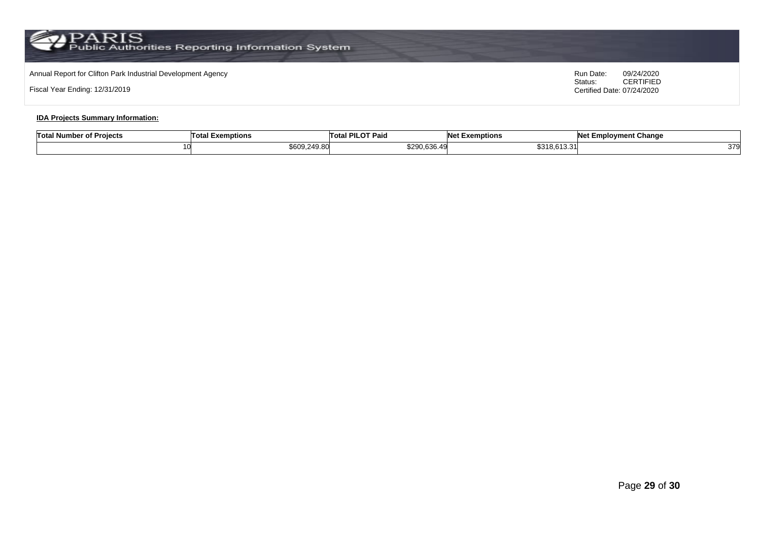Annual Report for Clifton Park Industrial Development Agency

Fiscal Year Ending: 12/31/2019

Run Date: 09/24/2020
Status: CERTIFIED
Certified Date: 07/24/2020

**IDA Projects Summary Information:**

| Total Number of Projects | Total Exemptions | Total PILOT Paid | Net Exemptions | Net Employment Change |
|---|---|---|---|---|
| 10 | $609,249.80 | $290,636.49 | $318,613.31 | 379 |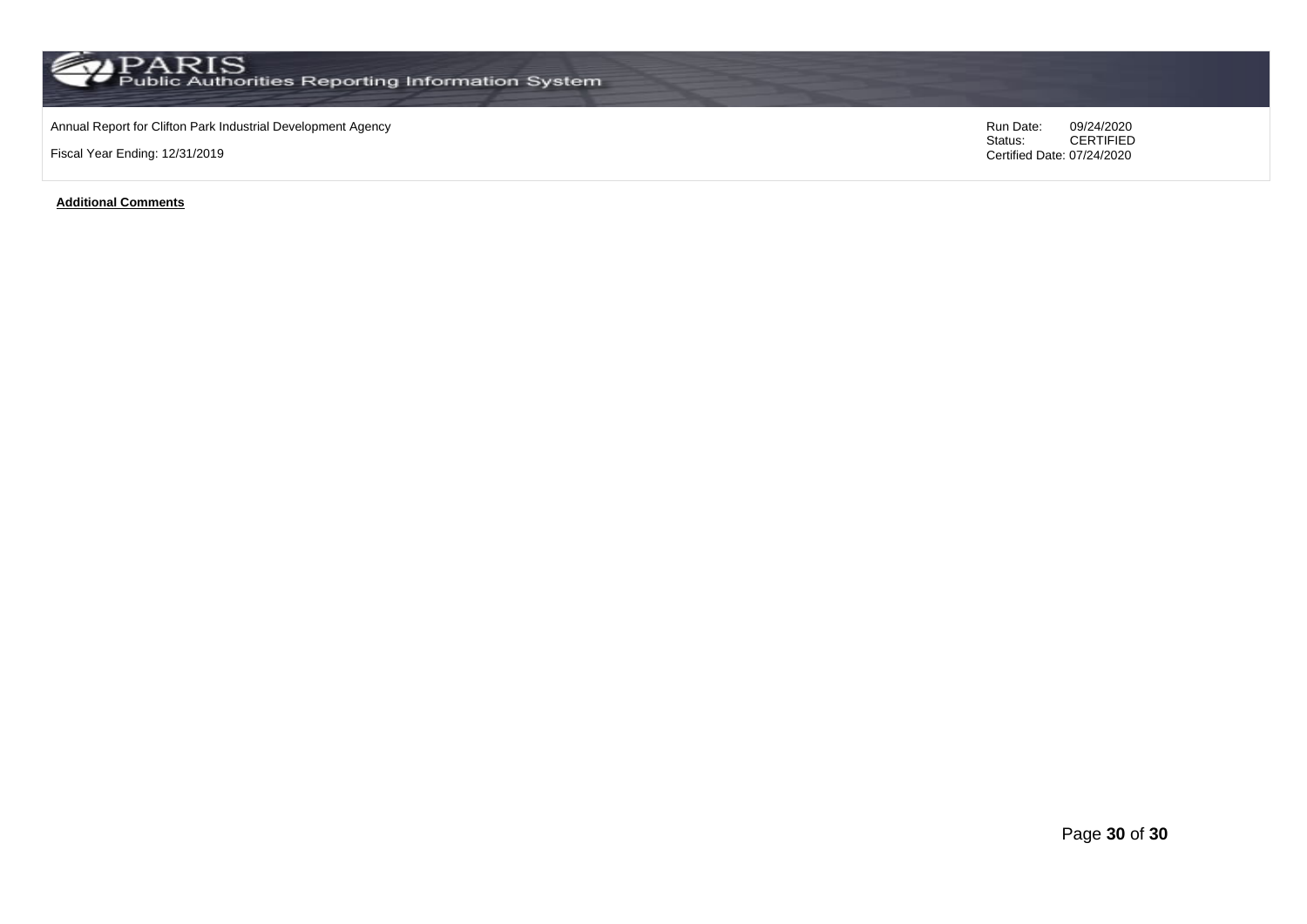**Additional Comments**